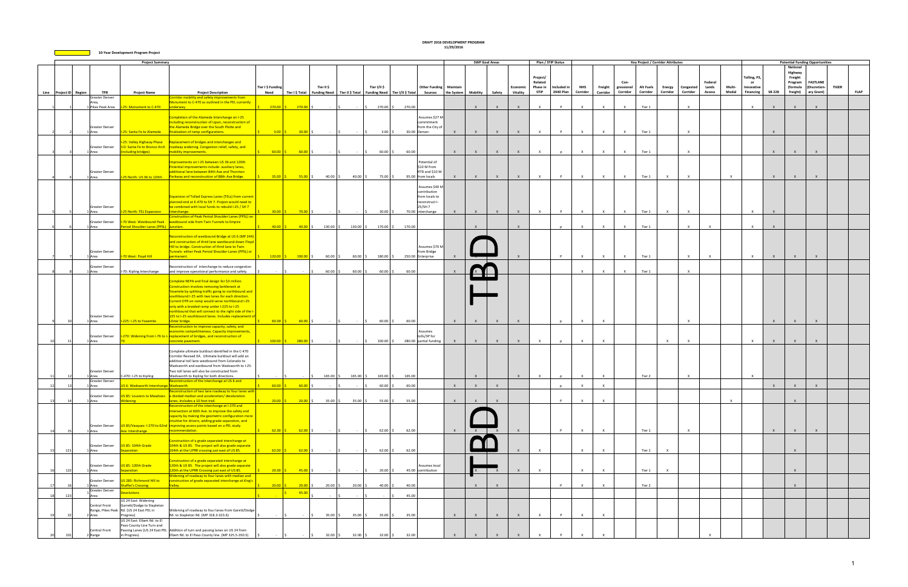# DRAFT 2016 DEVELOPMENT PROGRAM

11/29/2016

10-Year Development Program Project

| Project Summary | | | | | | | | | | | | | SWP Goal Areas | | | | Plan / STIP Status | | Key Project / Corridor Attributes | | | | | | | | Potential Funding Opportunities | | | | | |
|---|---|---|---|---|---|---|---|---|---|---|---|---|---|---|---|---|---|---|---|---|---|---|---|---|---|---|---|---|---|---|---|---|
| Line | Project ID | Region | TPR | Project Name | Project Description | Tier I $ Funding Need | Tier I $ Total | Tier II $ Funding Need | Tier II $ Total | Tier I/II $ Funding Need | Tier I/II $ Total | Other Funding Sources | Maintain the System | Mobility | Safety | Economic Vitality | Project/ Related Phase in STIP | Included in 2040 Plan | NHS Corridor | Freight Corridor | Con-gressional Corridor | Alt Fuels Corridor | Energy Corridor | Congested Corridor | Federal Lands Access | Multi-Modal | Tolling, P3, or Innovative Financing | SB 228 | National Highway Freight Program (formula freight) | FASTLANE (Discretion-ary Grant) | TIGER | FLAP |
| 1 | 1 | 1 | Greater Denver Area, Pikes Peak Area | I-25: Monument to C-470 | Corridor mobility and safety improvements from Monument to C-470 as outlined in the PEL currently underway. | $ 270.00 | $ 270.00 | $ - | $ - | $ 270.00 | $ 270.00 | | | X | X | X | X | P | X | X | X | Tier 1 | | X | | | X | X | X | X | | |
| 2 | 2 | 1 | Greater Denver Area | I-25: Santa Fe to Alameda | Completion of the Alameda Interchange on I-25 including reconstruction of Lipan, reconstruction of the Alameda Bridge over the South Platte and finalization of ramp configurations. | $ 3.00 | $ 30.00 | $ - | $ - | $ 3.00 | $ 30.00 | Assumes $27 M commitment from the City of Denver. | X | X | X | X | X | P | X | X | X | Tier 1 | | X | | | | X | | | | |
| 3 | 3 | 1 | Greater Denver Area | I-25: Valley Highway Phase 3.0: Santa Fe to Bronco Arch (including bridges) | Replacement of bridges and interchanges and roadway widening. Congestion relief, safety, and mobility improvements. | $ 60.00 | $ 60.00 | $ - | $ - | $ 60.00 | $ 60.00 | | X | X | X | X | X | p | X | X | X | Tier 1 | | X | | | | X | X | X | | |
| 4 | 4 | 1 | Greater Denver Area | I-25 North: US 36 to 120th | Improvements on I-25 between US 36 and 120th Potential improvements include: auxiliary lanes, additional lane between 84th Ave and Thornton Parkway and reconstruction of 88th Ave Bridge. | $ 35.00 | $ 55.00 | $ 40.00 | $ 40.00 | $ 75.00 | $ 95.00 | Potential of $10 M from RTD and $10 M from locals | X | X | X | X | X | P | X | X | X | Tier 1 | X | X | | X | | X | X | X | | |
| 5 | 5 | 1 | Greater Denver Area | I-25 North: TEL Expansion | Expansion of Tolled Express Lanes (TELs) from current planned end at E-470 to SH 7. Project would need to be combined with local funds to rebuild I-25 / SH 7 interchange. | $ 30.00 | $ 70.00 | $ - | $ - | $ 30.00 | $ 70.00 | Assumes $40 M contribution from locals to reconstruct I-25/SH 7 interchange | X | X | X | X | X | P | X | X | X | Tier 1 | X | X | | | X | X | | | | |
| 6 | 6 | 1 | Greater Denver Area | I-70 West: Westbound Peak Period Shoulder Lanes (PPSL) | Construction of Peak Period Shoulder Lanes (PPSL) on westbound side from Twin Tunnels to Empire Junction. | $ 40.00 | $ 40.00 | $ 130.00 | $ 130.00 | $ 170.00 | $ 170.00 | | | X | | X | | p | X | X | X | Tier 1 | | X | X | | X | X | | | | |
| 7 | 7 | 1 | Greater Denver Area | I-70 West: Floyd Hill | Reconstruction of westbound Bridge at US 6 (MP 244) and construction of third lane westbound down Floyd Hill to bridge. Construction of third lane to Twin Tunnels- either Peak Period Shoulder Lanes (PPSL) or permanent. | $ 120.00 | $ 190.00 | $ 60.00 | $ 60.00 | $ 180.00 | $ 250.00 | Assumes $70 M from Bridge Enterprise | X | X | | X | | P | X | X | X | Tier 1 | | X | X | | X | X | X | X | | |
| 8 | 8 | 1 | Greater Denver Area | I-70: Kipling Interchange | Reconstruction of interchange to reduce congestion and improve operational performance and safety. | $ - | $ - | $ 60.00 | $ 60.00 | $ 60.00 | $ 60.00 | | X | X | | | | | X | X | X | Tier 1 | | X | | | | | | | | |
| 9 | 10 | 1 | Greater Denver Area | I-225: I-25 to Yosemite | Complete NEPA and final design for $3 million. Construction involves removing bottleneck at Yosemite by splitting traffic going to northbound and southbound I-25 with two lanes for each direction. Current DTR on-ramp would serve northbound I-25 only with a braided ramp under I-225 to I-25 northbound that will connect to the right side of the I-225 to I-25 southbound lanes. Includes replacement of Ulster bridge. | $ 60.00 | $ 60.00 | $ - | $ - | $ 60.00 | $ 60.00 | | X | X | X | X | | p | X | X | | | | X | | | | X | X | X | | |
| 10 | 11 | 1 | Greater Denver Area | I-270: Widening from I-76 to I-70 | Reconstruction to improve capacity, safety, and economic competitiveness. Capacity improvements, replacement of bridges, and reconstruction of concrete pavement. | $ 100.00 | $ 280.00 | $ - | $ - | $ 100.00 | $ 280.00 | Assumes tolls/P3 for partial funding | X | X | X | X | X | p | X | X | | | X | X | | | X | X | X | X | | |
| 11 | 12 | 1 | Greater Denver Area | C-470: I-25 to Kipling | Complete ultimate buildout identified in the C-470 Corridor Revised EA. Ultimate buildout will add an additional toll lane westbound from Colorado to Wadsworth and eastbound from Wadsworth to I-25. Two toll lanes will also be constructed from Wadsworth to Kipling for both directions. | $ - | $ - | $ 165.00 | $ 165.00 | $ 165.00 | $ 165.00 | | | X | | X | X | p | X | X | | Tier 2 | | X | | | X | | | | | |
| 12 | 13 | 1 | Greater Denver Area | US 6: Wadsworth Interchange | Reconstruction of the interchange at US 6 and Wadsworth. | $ 60.00 | $ 60.00 | $ - | $ - | $ 60.00 | $ 60.00 | | X | X | X | | | p | X | X | | | | | | | | X | X | X | | |
| 13 | 14 | 1 | Greater Denver Area | US 85: Louviers to Meadows Widening | Reconstruction of two lane roadway to four lanes with a divided median and acceleration/ deceleration lanes. Includes a 10 foot trail. | $ 20.00 | $ 20.00 | $ 35.00 | $ 35.00 | $ 55.00 | $ 55.00 | | X | X | X | | | P | X | X | | | | | | X | | | X | | | |
| 14 | 15 | 1 | Greater Denver Area | US 85/Vasquez: I-270 to 62nd Ave. Interchange | Reconstruction of the interchange at I-270 and intersection at 60th Ave. to improve the safety and capacity by making the geometric configuration more intuitive for drivers, adding grade separation, and improving access points based on a PEL study recommendation. | $ 62.00 | $ 62.00 | $ - | $ - | $ 62.00 | $ 62.00 | | X | X | | X | | P | X | X | | Tier 1 | | X | | | | X | X | X | | |
| 15 | 121 | 1 | Greater Denver Area | US 85: 104th Grade Separation | Construction of a grade separated interchange at 104th & US 85. The project will also grade separate 104th at the UPRR crossing just east of US 85. | $ 62.00 | $ 62.00 | $ - | $ - | $ 62.00 | $ 62.00 | | | | | X | X | | X | X | | Tier 1 | X | | | | | | X | | | |
| 16 | 122 | 1 | Greater Denver Area | US 85: 120th Grade Separation | Construction of a grade separated interchange at 120th & US 85. The project will also grade separate 120th at the UPRR Crossing just east of US 85. | $ 20.00 | $ 45.00 | $ - | $ - | $ 20.00 | $ 45.00 | Assumes local contribution | | X | X | X | X | | X | X | | Tier 1 | X | | | | | | X | | | |
| 17 | 16 | 1 | Greater Denver Area | US 285: Richmond Hill to Shaffer's Crossing | Widening of roadway to four lanes with median and construction of grade separated interchange at King's Valley. | $ 20.00 | $ 20.00 | $ 20.00 | $ 20.00 | $ 40.00 | $ 40.00 | | | X | X | | | P | X | X | | Tier 2 | | | | | | | X | | | |
| 18 | 123 | 1 | Greater Denver Area | Devolutions | | $ - | $ 45.00 | $ - | $ - | $ - | $ 45.00 | | | | | | | | | | | | | | | | | | | | | |
| 19 | 22 | 2 | Central Front Range, Pikes Peak Area | US 24 East: Widening Garrett/Dodge to Stapleton Rd. (US 24 East PEL in Progress) | Widening of roadway to four lanes from Garett/Dodge Rd. to Stapleton Rd. (MP 318.3-323.6) | $ - | $ - | $ 35.00 | $ 35.00 | $ 35.00 | $ 35.00 | | X | X | X | X | X | P | X | X | | | | | | | | | | | | |
| 20 | 101 | 2 | Central Front Range | US 24 East: Elbert Rd. to El Paso County Line Turn and Passing Lanes (US 24 East PEL in Progress) | Addition of turn and passing lanes on US 24 from Elbert Rd. to El Paso County line. (MP 325.5-350.5) | $ - | $ - | $ 32.00 | $ 32.00 | $ 32.00 | $ 32.00 | | X | X | X | X | X | P | X | X | | | | | X | | | | | | | |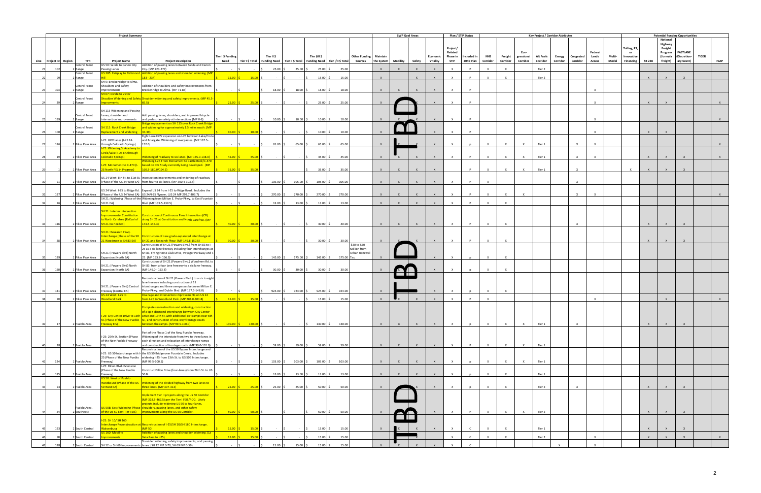| Line | Project ID | Region | TPR | Project Name | Project Description | Tier I $ Funding Need | Tier I $ Total | Tier II $ Funding Need | Tier II $ Total | Tier I/II $ Funding Need | Tier I/II $ Total | Other Funding Sources | Maintain the System | Mobility | Safety | Economic Vitality | Project/ Related Phase in STIP | Included in 2040 Plan | NHS Corridor | Freight Corridor | Con-gressional Corridor | Alt Fuels Corridor | Energy Corridor | Congested Corridor | Federal Lands Access | Multi-Modal | Tolling, P3, or Innovative Financing | SB 228 | National Highway Freight Program (formula freight) | FASTLANE (Discretion-ary Grant) | TIGER | FLAP |
|---|---|---|---|---|---|---|---|---|---|---|---|---|---|---|---|---|---|---|---|---|---|---|---|---|---|---|---|---|---|---|---|---|
| | | | | **Project Summary** | | | | | | | | | **SWP Goal Areas** | | | | **Plan / STIP Status** | | **Key Project / Corridor Attributes** | | | | | | | | **Potential Funding Opportunities** | | | | | |
| 21 | 102 | 2 | Central Front Range | US 50: Salida to Canon City Passing Lanes | Addition of passing lanes between Salida and Canon City. (MP 223-277) | $ - | $ - | $ 25.00 | $ 25.00 | $ 25.00 | $ 25.00 | | X | X | X | X | X | P | X | X | | Tier 2 | | | | | | | | | | |
| 22 | 99 | 2 | Central Front Range | US 285: Fairplay to Richmond Hill | Addition of passing lanes and shoulder widening. (MP 183 - 234) | $ 15.00 | $ 15.00 | $ - | $ - | $ 15.00 | $ 15.00 | | X | | X | X | X | P | X | X | | Tier 2 | | | | | | X | X | X | | |
| 23 | 103 | 2 | Central Front Range | SH 9: Breckenridge to Alma, Shoulders and Safety Improvements | Addition of shoulders and safety improvements from Breckenridge to Alma. (MP 71-86) | $ - | $ - | $ 18.00 | $ 18.00 | $ 18.00 | $ 18.00 | | X | X | X | X | X | P | | | | | | | X | | | | | | | |
| 24 | 29 | 2 | Central Front Range | SH 67: Divide to Victor Shoulder Widening and Safety Improvments | Shoulder widening and safety improvements. (MP 45.5-69.5) | $ 25.00 | $ 25.00 | $ - | $ - | $ 25.00 | $ 25.00 | | X | TBD | | X | X | P | | | | | | | X | | | X | X | | | X |
| 25 | 139 | 2 | Central Front Range | SH 115 Widening and Passing Lanes, shoulder and intersection improvements | Add passing lanes, shoulders, and improved bicycle and pedestrian safety at intersections (MP 0-8) | $ - | $ - | $ 10.00 | $ 10.00 | $ 10.00 | $ 10.00 | | X | X | X | X | X | P | | | | | | | X | | | | | | | X |
| 26 | 100 | 2 | Central Front Range | SH 115: Rock Creek Bridge Replacement and Widening | Bridge replacement on SH 115 over Rock Creek Bridge and widening for approximately 1.5 miles south. (MP 37-39) | $ 10.00 | $ 10.00 | $ - | $ - | $ 10.00 | $ 10.00 | | X | TBD | | X | X | P | | | | | | | X | | | X | X | | | |
| 27 | 126 | 2 | Pikes Peak Area | I-25: HOV lanes (I-25 EA through Colorado Springs) | Eight Lane HOV expansion on I-25 between Lake/Circle and Briargate. Widening of overpasses. (MP 137.5-152.0) | $ - | $ - | $ 65.00 | $ 65.00 | $ 65.00 | $ 65.00 | | X | TBD | X | X | X | p | X | X | X | Tier 1 | | X | X | | | | | | | X |
| 28 | 19 | 2 | Pikes Peak Area | I-25: Widening S. Academy to Circle/Lake (I-25 EA through Colorado Springs) | Widening of roadway to six lanes. (MP 135.0-138.0) | $ 45.00 | $ 45.00 | $ - | $ - | $ 45.00 | $ 45.00 | | X | X | X | X | X | P | X | X | X | Tier 1 | | X | X | | | X | X | X | | X |
| 29 | 1 | 2 | Pikes Peak Area | I-25: Monument to C-470 (I-25 North PEL In Progress) | Widening I-25 From Monument to Castle Rock/C-470 based on PEL Study currently being developed. (MP 160.5-180.0/194.5) | $ 35.00 | $ 35.00 | | | $ 35.00 | $ 35.00 | | X | X | X | X | | P | X | X | X | Tier 1 | | X | | | X | X | X | X | | |
| 30 | 21 | 2 | Pikes Peak Area | US 24 West: 8th St. to 31st St. (Phase of the US 24 West EA) | Intersection improvements and widening of roadway from four to six lanes. (MP 300.4-303.4) | $ - | $ - | $ 105.00 | $ 105.00 | $ 105.00 | $ 105.00 | | X | X | X | X | X | P | X | | | | | X | | | | | | | | |
| 31 | 127 | 2 | Pikes Peak Area | US 24 West: I-25 to Ridge Rd. (Phase of the US 24 West EA) | Expand US 24 from I-25 to Ridge Road. Includes the US 24/I-25 Flyover. (US 24 MP 299.7-303.7) | $ - | $ - | $ 270.00 | $ 270.00 | $ 270.00 | $ 270.00 | | X | X | X | X | X | P | X | X | X | | | X | X | | | | | | | X |
| 32 | 26 | 2 | Pikes Peak Area | SH 21: Widening (Phase of the SH 21 EA) | Widening from Milton E. Proby Pkwy. to East Fountain Blvd. (MP 139.5-139.5) | $ - | $ - | $ 13.00 | $ 13.00 | $ 13.00 | $ 13.00 | | X | X | X | X | X | P | X | X | | | | | | | | | | | | |
| 33 | 116 | 2 | Pikes Peak Area | SH 21: Interim Intersection Improvements- Constitution to North Carefree (ReEval of SH 21 EA needed) | Construction of Continuous Flow Intersection (CFI) along SH 21 at Constitution and North Carefree. (MP 143.5-145.3) | $ 40.00 | $ 40.00 | $ - | $ - | $ 40.00 | $ 40.00 | | X | X | X | X | X | P | X | X | | | | X | | | | X | X | X | | |
| 34 | 28 | 2 | Pikes Peak Area | SH 21: Research Pkwy. Interchange (Phase of the SH 21 Woodmen to SH 83 EA) | Construction of new grade-separated interchange at SH 21 and Research Pkwy. (MP 149.6-150.5) | $ 30.00 | $ 30.00 | $ - | $ - | $ 30.00 | $ 30.00 | | X | X | X | X | X | P | X | X | | | | | | | | X | X | X | | |
| 35 | 129 | 2 | Pikes Peak Area | SH 21: (Powers Blvd) North Expansion (North EA) | Construction of SH 21 (Powers Blvd.) from SH 83 to I-25 as a six lane freeway including four interchanges at SH 83, Flying Horse Club Drive, Voyager Parkway and I-25. (MP 153.8- 156.9) | $ - | $ - | $ 145.00 | $ 175.00 | $ 145.00 | $ 175.00 | $30 to $60 Million from Urban Renewal Tax. | X | TBD | | X | X | p | X | X | | | | | | | | | | | | |
| 36 | 130 | 2 | Pikes Peak Area | SH 21: (Powers Blvd) North Expansion (North EA) | Construction of SH 21 (Powers Blvd.) Woodmen Rd. to SH 83 from a four lane freeway to a six lane freeway. (MP 149.0 - 153.8) | $ - | $ - | $ 30.00 | $ 30.00 | $ 30.00 | $ 30.00 | | X | X | TBD | X | X | p | X | X | | | | | | | | | | | | |
| 37 | 131 | 2 | Pikes Peak Area | SH 21: (Powers Blvd) Central Freeway (Central EA) | Reconstruction of SH 21 (Powers Blvd.) to a six to eight lane freeway including construction of 11 interchanges and three overpasses between Milton E. Proby Pkwy. and Dublin Blvd. (MP 137.5-148.0) | $ - | $ - | $ 924.00 | $ 924.00 | $ 924.00 | $ 924.00 | | X | TBD | | X | X | p | X | X | | | | | | | | | | | | |
| 38 | 20 | 2 | Pikes Peak Area | US 24 West: I-25 to Woodland Park | Drainage and intersection improvements on US 24 from I-25 to Woodland Park. (MP 283.0-303.8) | $ 15.00 | $ 15.00 | $ - | $ - | $ 15.00 | $ 15.00 | | X | X | X | X | X | P | X | | | | | | X | | | | X | | | X |
| 39 | 17 | 2 | Pueblo Area | I-25: City Center Drive to 13th St. (Phase of the New Pueblo Freeway EIS) | Complete reconstruction and widening, construction of a split-diamond interchange between City Center Drive and 13th St. with additional exit ramps near 6th St., and construction of one-way frontage roads between the ramps. (MP 99.5-100.0) | $ 130.00 | $ 130.00 | $ - | $ - | $ 130.00 | $ 130.00 | | X | X | X | X | X | p | X | X | X | Tier 1 | | X | | | | X | X | X | | |
| 40 | 18 | 2 | Pueblo Area | I-25: 29th St. Section (Phase of the New Pueblo Freeway EIS) | Part of the Phase 1 of the New Pueblo Freeway. Widening of the interstate from two to three lanes in each direction and relocation of interchange ramps and construction of frontage roads. (MP 99.0-101.0) | $ - | $ - | $ 59.00 | $ 59.00 | $ 59.00 | $ 59.00 | | X | X | X | X | X | P | X | X | X | Tier 1 | | | | | | | | | | |
| 41 | 124 | 2 | Pueblo Area | I-25: US 50 Interchange with I-25 (Phase of the New Pueblo Freeway) | Reconstruction of the US 50 Bypass Interchange and the US 50 Bridge over Fountain Creek. Includes widening I-25 from 13th St. to US 50B Interchange. (MP 99.5-100.5) | $ - | $ - | $ 103.00 | $ 103.00 | $ 103.00 | $ 103.00 | | X | X | X | X | X | p | X | X | X | Tier 1 | | | | | | | | | | |
| 42 | 125 | 2 | Pueblo Area | I-25: Dillon Blvd. Extension (Phase of the New Pueblo Freeway) | Construct Dillon Drive (four-lanes) from 26th St. to US 50 B. | $ - | $ - | $ 13.00 | $ 13.00 | $ 13.00 | $ 13.00 | | X | X | X | X | X | p | X | X | | Tier 1 | | | | | | | | | | |
| 43 | 23 | 2 | Pueblo Area | US 50: West of Pueblo Westbound (Phase of the US 50 West EA) | Widening of the divided highway from two lanes to three lanes. (MP 307-313) | $ 25.00 | $ 25.00 | $ 25.00 | $ 25.00 | $ 50.00 | $ 50.00 | | X | TBD | X | X | X | p | X | X | | Tier 2 | | X | | | | X | X | X | | |
| 44 | 24 | 2 | Pueblo Area, Southeast | US 50B: East Widening (Phase of the US 50 East Tier I EIS) | Implement Tier II projects along the US 50 Corridor (MP 318.5-467.5) per the Tier I FEIS/ROD. Likely projects include widening US 50 to four lanes, shoulders, passing lanes, and other safety improvements along the US 50 Corridor. | $ 50.00 | $ 50.00 | $ - | $ - | $ 50.00 | $ 50.00 | | X | TBD | | X | X | P | X | X | X | Tier 2 | | | | | | X | X | X | | |
| 45 | 123 | 2 | South Central | I-25: SH 10/ SH 160 Interchange Reconstruction at Walsenburg | Reconstruction of I-25/SH 10/SH 160 interchange. (MP 50) | $ 15.00 | $ 15.00 | $ - | $ - | $ 15.00 | $ 15.00 | | X | X | X | X | X | C | X | X | | Tier 1 | | | | | | X | X | X | | |
| 46 | 98 | 2 | South Central | US 160: Mobility Improvements | Addition of passing lanes and shoulder widening. (La Veta Pass to I-25) | $ 15.00 | $ 15.00 | $ - | $ - | $ 15.00 | $ 15.00 | | | TBD | | | X | C | X | X | | Tier 2 | | | X | | | X | X | X | | X |
| 47 | 128 | 2 | South Central | SH 12 or SH 69 Improvements | Shoulder widening, safety improvements, and passing lanes. (SH 12 MP 0-70, SH 69 MP 0-59) | $ - | $ - | $ 15.00 | $ 15.00 | $ 15.00 | $ 15.00 | | X | X | X | X | X | C | | | | | X | | X | | | | | | | |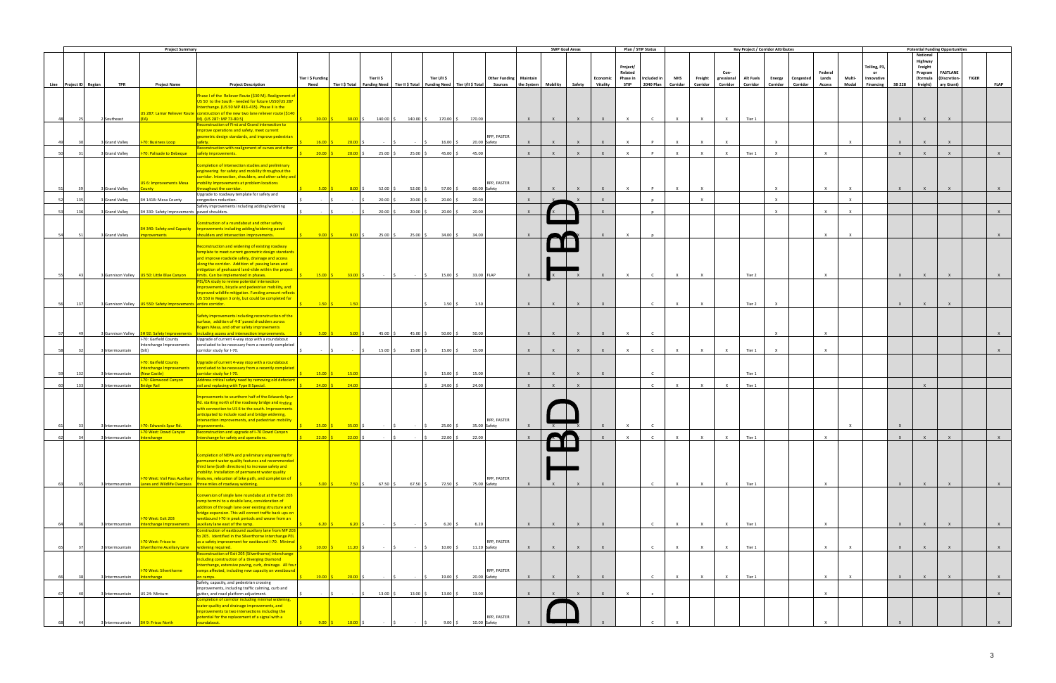| Line | Project ID | Region | TPR | Project Name | Project Description | Tier I $ Funding Need | Tier I $ Total | Tier II $ Funding Need | Tier II $ Total | Tier I/II $ Funding Need | Tier I/II $ Total | Other Funding Sources | Maintain the System | Mobility | Safety | Economic Vitality | Project/ Related Phase in STIP | Included in 2040 Plan | NHS Corridor | Freight Corridor | Con-gressional Corridor | Alt Fuels Corridor | Energy Corridor | Congested Corridor | Federal Lands Access | Multi-Modal | Tolling, P3, or Innovative Financing | SB 228 | National Highway Freight Program (formula freight) | FASTLANE (Discretion-ary Grant) | TIGER | FLAP |
|---|---|---|---|---|---|---|---|---|---|---|---|---|---|---|---|---|---|---|---|---|---|---|---|---|---|---|---|---|---|---|---|---|
| | | | | **Project Summary** | | | | | | | | | **SWP Goal Areas** | | | | **Plan / STIP Status** | | **Key Project / Corridor Attributes** | | | | | | | | **Potential Funding Opportunities** | | | | | |
| 48 | 25 | 2 | Southeast | US 287: Lamar Reliever Route (EA) | Phase I of the Reliever Route ($30 M). Realignment of US 50 to the South - needed for future US50/US 287 Interchange. (US 50 MP 433-435). Phase II is the construction of the new two lane reliever route ($140 M). (US 287: MP 73-80.5) | 30.00 | 30.00 | 140.00 | 140.00 | 170.00 | 170.00 | | X | X | X | X | X | C | X | X | X | Tier 1 | | | | | | X | X | X | | |
| 49 | 30 | 3 | Grand Valley | I-70: Business Loop | Reconstruction of First and Grand intersection to improve operations and safety, meet current geometric design standards, and improve pedestrian safety. | 16.00 | 20.00 | - | - | 16.00 | 20.00 | RPP, FASTER Safety | X | X | X | X | X | P | X | X | X | | X | | | X | | X | X | X | | |
| 50 | 31 | 3 | Grand Valley | I-70: Palisade to Debeque | Reconstruction with realignment of curves and other safety improvements. | 20.00 | 20.00 | 25.00 | 25.00 | 45.00 | 45.00 | | X | X | X | X | X | P | X | X | X | Tier 1 | X | | X | | | X | X | X | | X |
| 51 | 39 | 3 | Grand Valley | US 6: Improvements Mesa County | Completion of intersection studies and preliminary engineering for safety and mobility throughout the corridor. Intersection, shoulders, and other safety and mobility improvements at problem locations throughout the corridor. | 5.00 | 8.00 | 52.00 | 52.00 | 57.00 | 60.00 | RPP, FASTER Safety | X | X | X | X | X | P | X | X | | | X | | X | X | | X | X | X | | X |
| 52 | 135 | 3 | Grand Valley | SH 141B: Mesa County | Upgrade to roadway template for safety and congestion reduction. | - | - | 20.00 | 20.00 | 20.00 | 20.00 | | X | | X | X | | p | | X | | | X | | | X | | | | | | |
| 53 | 136 | 3 | Grand Valley | SH 330: Safety Improvements | Safety improvements including adding/widening paved shoulders. | - | - | 20.00 | 20.00 | 20.00 | 20.00 | | X | X | | X | | p | | | | | X | | X | X | | | | | | X |
| 54 | 51 | 3 | Grand Valley | SH 340: Safety and Capacity Improvements | Construction of a roundabout and other safety improvements including adding/widening paved shoulders and intersection improvements. | 9.00 | 9.00 | 25.00 | 25.00 | 34.00 | 34.00 | | X | | X | X | X | p | | | | | | | X | X | | | | | | X |
| 55 | 43 | 3 | Gunnison Valley | US 50: Little Blue Canyon | Reconstruction and widening of existing roadway template to meet current geometric design standards and improve roadside safety, drainage and access along the corridor. Addition of passing lanes and mitigation of geohazard land-slide within the project limits. Can be implemented in phases. | 15.00 | 33.00 | - | - | 15.00 | 33.00 | FLAP | X | X | X | X | X | C | X | X | | Tier 2 | | | X | | | X | X | X | | X |
| 56 | 137 | 3 | Gunnison Valley | US 550: Safety Improvements | PEL/EA study to review potential intersection improvements, bicycle and pedestrian mobility, and improved wildlife mitigation. Funding amount reflects US 550 in Region 3 only, but could be completed for entire corridor. | 1.50 | 1.50 | | | 1.50 | 1.50 | | X | X | X | X | | C | X | X | | Tier 2 | X | | | | | X | X | X | | |
| 57 | 49 | 3 | Gunnison Valley | SH 92: Safety Improvements | Safety improvements including reconstruction of the surface, addition of 4-8' paved shoulders across Rogers Mesa, and other safety improvements including access and intersection improvements. | 5.00 | 5.00 | 45.00 | 45.00 | 50.00 | 50.00 | | X | X | X | X | X | C | | | | | X | | X | | | | | | | X |
| 58 | 32 | 3 | Intermountain | I-70: Garfield County Interchange Improvements (Silt) | Upgrade of current 4-way stop with a roundabout concluded to be necessary from a recently completed corridor study for I-70. | - | - | 15.00 | 15.00 | 15.00 | 15.00 | | X | X | X | X | X | C | X | X | X | Tier 1 | X | | X | | | | | | | X |
| 59 | 132 | 3 | Intermountain | I-70: Garfield County Interchange Improvements (New Castle) | Upgrade of current 4-way stop with a roundabout concluded to be necessary from a recently completed corridor study for I-70. | 15.00 | 15.00 | | | 15.00 | 15.00 | | X | X | X | X | | C | | | | Tier 1 | | | | | | | | | | |
| 60 | 133 | 3 | Intermountain | I-70: Glenwood Canyon Bridge Rail | Address critical safety need by removing old defecient rail and replacing with Type 8 Special. | 24.00 | 24.00 | | | 24.00 | 24.00 | | X | X | X | | | C | X | X | X | Tier 1 | | | | | | | X | | | |
| 61 | 33 | 3 | Intermountain | I-70: Edwards Spur Rd. | Improvements to sourthern half of the Edwards Spur Rd. starting north of the roadway bridge and ending with connection to US 6 to the south. Improvements anticipated to include road and bridge widening, intersection improvements, and pedestrian mobility improvements. | 25.00 | 35.00 | - | - | 25.00 | 35.00 | RPP, FASTER Safety | X | X | X | X | X | C | | | | | | | | X | | X | | | | |
| 62 | 34 | 3 | Intermountain | I-70 West: Dowd Canyon Interchange | Reconstruction and upgrade of I-70 Dowd Canyon Interchange for safety and operations. | 22.00 | 22.00 | - | - | 22.00 | 22.00 | | X | | | X | X | C | X | X | X | Tier 1 | | | X | | | X | X | X | | X |
| 63 | 35 | 3 | Intermountain | I-70 West: Vail Pass Auxiliary Lanes and Wildlife Overpass | Completion of NEPA and preliminary engineering for permanent water quality features and recommended third lane (both directions) to increase safety and mobility. Installation of permanent water quality features, relocation of bike path, and completion of three miles of roadway widening. | 5.00 | 7.50 | 67.50 | 67.50 | 72.50 | 75.00 | RPP, FASTER Safety | X | X | X | X | | C | X | X | X | Tier 1 | | | X | | | X | X | X | | X |
| 64 | 36 | 3 | Intermountain | I-70 West: Exit 203 Interchange Improvements | Conversion of single lane roundabout at the Exit 203 ramp termini to a double lane, consideration of addition of through lane over existing structure and bridge expansion. This will correct traffic back ups on westbound I-70 in peak periods and weave from an auxiliary lane east of the ramp. | 6.20 | 6.20 | - | - | 6.20 | 6.20 | | X | X | X | X | | C | X | X | X | Tier 1 | | | X | | | X | X | X | | X |
| 65 | 37 | 3 | Intermountain | I-70 West: Frisco to Silverthorne Auxiliary Lane | Construction of eastbound auxiliary lane from MP 203 to 205. Identified in the Silverthorne Interchange PEL as a safety improvement for eastbound I-70. Minimal widening required. | 10.00 | 11.20 | - | - | 10.00 | 11.20 | RPP, FASTER Safety | X | X | X | X | | C | X | X | X | Tier 1 | | | X | X | | X | X | X | | X |
| 66 | 38 | 3 | Intermountain | I-70 West: Silverthorne Interchange | Reconstruction of Exit 205 (Silverthorne) interchange including construction of a Diverging Diamond interchange, extensive paving, curb, drainage. All four ramps affected, including new capacity on westbound on ramps. | 19.00 | 20.00 | - | - | 19.00 | 20.00 | RPP, FASTER Safety | X | X | X | X | | C | X | X | X | Tier 1 | | | X | X | | X | X | X | | X |
| 67 | 40 | 3 | Intermountain | US 24: Minturn | Safety, capacity, and pedestrian crossing improvements, including traffic calming, curb and gutter, and road platform adjustment. | - | - | 13.00 | 13.00 | 13.00 | 13.00 | | X | X | X | X | X | c | | | | | | | X | | | | | | | X |
| 68 | 44 | 3 | Intermountain | SH 9: Frisco North | Completion of corridor including minimal widening, water quality and drainage improvements, and improvements to two intersections including the potential for the replacement of a signal with a roundabout. | 9.00 | 10.00 | - | - | 9.00 | 10.00 | RPP, FASTER Safety | X | | | X | | C | X | | | | | | X | | | X | | | | X |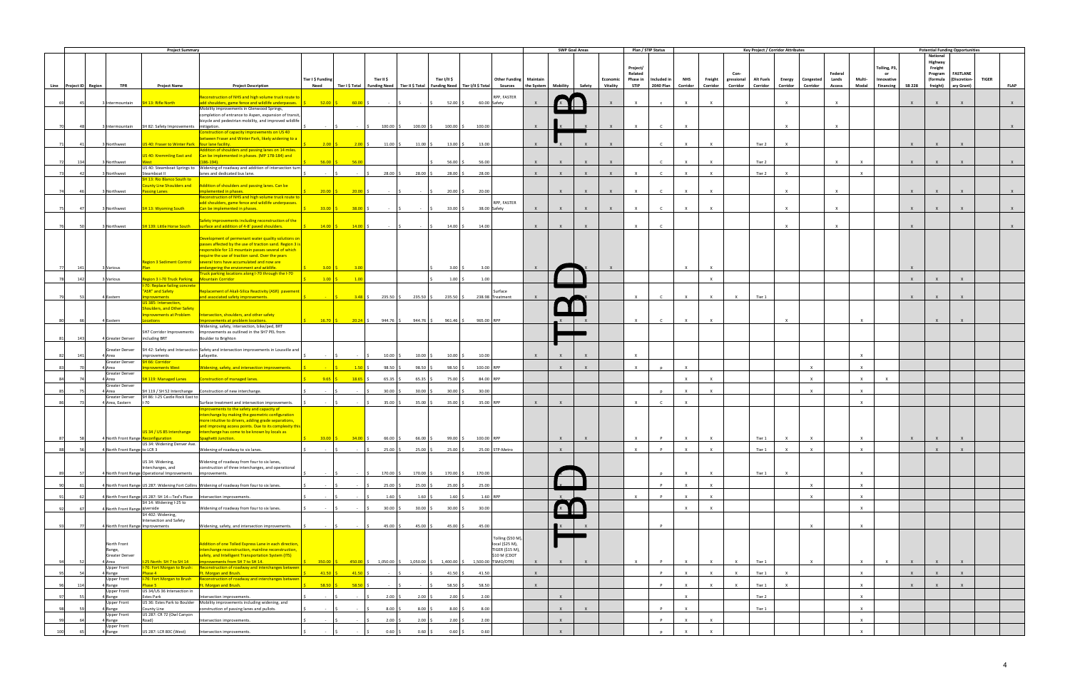| | | | Project Summary | | | | | | | | | | SWP Goal Areas | | | | Plan / STIP Status | | Key Project / Corridor Attributes | | | | | | | | Potential Funding Opportunities | | | | | |
|---|---|---|---|---|---|---|---|---|---|---|---|---|---|---|---|---|---|---|---|---|---|---|---|---|---|---|---|---|---|---|---|---|
| Line | Project ID | Region | TPR | Project Name | Project Description | Tier I $ Funding Need | Tier I $ Total | Tier II $ Funding Need | Tier II $ Total | Tier I/II $ Funding Need | Tier I/II $ Total | Other Funding Sources | Maintain the System | Mobility | Safety | Economic Vitality | Project/ Related Phase in STIP | Included in 2040 Plan | NHS Corridor | Freight Corridor | Con-gressional Corridor | Alt Fuels Corridor | Energy Corridor | Congested Corridor | Federal Lands Access | Multi-Modal | Tolling, P3, or Innovative Financing | SB 228 | National Highway Freight Program (formula freight) | FASTLANE (Discretion-ary Grant) | TIGER | FLAP |
| 69 | 45 | 3 | Intermountain | SH 13: Rifle North | Reconstruction of NHS and high volume truck route to add shoulders, game fence and wildlife underpasses. | $ 52.00 | $ 60.00 | $ - | $ - | $ 52.00 | $ 60.00 | RPP, FASTER Safety | X | X | | X | X | c | X | X | | | X | | X | | | X | X | X | | X |
| 70 | 48 | 3 | Intermountain | SH 82: Safety Improvements | Mobility improvements in Glenwood Springs, completion of entrance to Aspen, expansion of transit, bicycle and pedestrian mobility, and improved wildlife mitigation. | $ - | $ - | $ 100.00 | $ 100.00 | $ 100.00 | $ 100.00 | | X | X | X | X | X | C | X | | | | X | | X | | | | | | | X |
| 71 | 41 | 3 | Northwest | US 40: Fraser to Winter Park | Construction of capacity improvements on US 40 between Fraser and Winter Park, likely widening to a four lane facility. | $ 2.00 | $ 2.00 | $ 11.00 | $ 11.00 | $ 13.00 | $ 13.00 | | X | X | X | X | | C | X | X | | Tier 2 | X | | | | | X | X | X | | |
| 72 | 134 | 3 | Northwest | US 40: Kremmling East and West | Addition of shoulders and passing lanes on 14 miles. Can be implemented in phases. (MP 178-184) and (186-194). | $ 56.00 | $ 56.00 | | | $ 56.00 | $ 56.00 | | X | X | X | X | | C | X | X | | Tier 2 | | | X | X | | X | X | X | | X |
| 73 | 42 | 3 | Northwest | US 40: Steamboat Springs to Steamboat II | Widening of roadway and addition of intersection turn lanes and dedicated bus lane. | $ - | $ - | $ 28.00 | $ 28.00 | $ 28.00 | $ 28.00 | | X | X | X | X | X | C | X | X | | Tier 2 | X | | | X | | | | | | |
| 74 | 46 | 3 | Northwest | SH 13: Rio Blanco South to County Line Shoulders and Passing Lanes | Addition of shoulders and passing lanes. Can be implemented in phases. | $ 20.00 | $ 20.00 | $ - | $ - | $ 20.00 | $ 20.00 | | | X | X | X | X | C | X | X | | | X | | X | | | X | X | X | | X |
| 75 | 47 | 3 | Northwest | SH 13: Wyoming South | Reconstruction of NHS and high volume truck route to add shoulders, game fence and wildlife underpasses. Can be implemented in phases. | $ 33.00 | $ 38.00 | $ - | $ - | $ 33.00 | $ 38.00 | RPP, FASTER Safety | X | X | X | X | X | C | X | X | | | X | | X | | | X | X | X | | X |
| 76 | 50 | 3 | Northwest | SH 139: Little Horse South | Safety improvements including reconstruction of the surface and addition of 4-8' paved shoulders. | $ 14.00 | $ 14.00 | $ - | $ - | $ 14.00 | $ 14.00 | | X | X | X | | X | C | | | | | X | | X | | | X | | | | X |
| 77 | 141 | 3 | Various | Region 3 Sediment Control Plan | Development of permenant water quality solutions on passes affected by the use of traction sand. Region 3 is responsible for 13 mountain passes several of which require the use of traction sand. Over the years several tons have accumulated and now are endangering the envionment and wildlife. | $ 3.00 | $ 3.00 | | | $ 3.00 | $ 3.00 | | X | | X | X | | | X | X | | | | | | | | X | | | | |
| 78 | 142 | 3 | Various | Region 3 I-70 Truck Parking | Truck parking locations along I-70 through the I-70 Mountain Corridor | $ 1.00 | $ 1.00 | | | $ 1.00 | $ 1.00 | | | | | | | | | X | | | | | | | | X | X | X | | |
| 79 | 53 | 4 | Eastern | I-70: Replace failing concrete "ASR" and Safety Improvements | Replacement of Alkali-Silica Reactivity (ASR) pavement and associated safety improvements. | $ - | $ 3.48 | $ 235.50 | $ 235.50 | $ 235.50 | $ 238.98 | Surface Treatment | X | | X | | X | C | X | X | X | Tier 1 | | | | | | X | X | X | | |
| 80 | 66 | 4 | Eastern | US 385: Intersection, Shoulders, and Other Safety Improvements at Problem Locations | Intersection, shoulders, and other safety improvements at problem locations. | $ 16.70 | $ 20.24 | $ 944.76 | $ 944.76 | $ 961.46 | $ 965.00 | RPP | | X | X | | X | C | X | X | | | X | | | X | | | X | X | | |
| 81 | 143 | 4 | Greater Denver | SH7 Corridor Improvements including BRT | Widening, safety, intersection, bike/ped, BRT improvements as outlined in the SH7 PEL from Boulder to Brighton | | | | | | | | | | | | | | | | | | | | | | | | | | | |
| 82 | 141 | 4 | Greater Denver Area | SH 42: Safety and Intersection Improvements | Safety and intersection improvements in Louisville and Lafayette. | $ - | $ - | $ 10.00 | $ 10.00 | $ 10.00 | $ 10.00 | | X | X | X | | X | | | | | | | | | X | | | | | | |
| 83 | 70 | 4 | Greater Denver Area | SH 66: Corridor Improvements West | Widening, safety, and intersection improvements. | $ - | $ 1.50 | $ 98.50 | $ 98.50 | $ 98.50 | $ 100.00 | RPP | | X | X | | X | p | X | | | | | X | | X | | | | | | |
| 84 | 74 | 4 | Greater Denver Area | SH 119: Managed Lanes | Construction of managed lanes. | $ 9.65 | $ 18.65 | $ 65.35 | $ 65.35 | $ 75.00 | $ 84.00 | RPP | | | | | | | X | X | | | | X | | X | X | | | | | |
| 85 | 75 | 4 | Greater Denver Area | SH 119 / SH 52 Interchange | Construction of new interchange. | $ - | $ - | $ 30.00 | $ 30.00 | $ 30.00 | $ 30.00 | | | | | | | p | X | X | | | | X | | X | | | | | | |
| 86 | 73 | 4 | Greater Denver Area, Eastern | SH 86: I-25 Castle Rock East to I-70 | Surface treatment and intersection improvements. | $ - | $ - | $ 35.00 | $ 35.00 | $ 35.00 | $ 35.00 | RPP | X | X | | | X | C | X | | | | | | | X | | | | | | |
| 87 | 58 | 4 | North Front Range | US 34 / US 85 Interchange Reconfiguration | Improvements to the safety and capacity of interchange by making the geometric configuration more intuitive to drivers, adding grade separations, and improving access points. Due to its complexity this interchange has come to be known by locals as Spaghetti Junction. | $ 33.00 | $ 34.00 | $ 66.00 | $ 66.00 | $ 99.00 | $ 100.00 | RPP | | X | X | | X | P | X | X | | Tier 1 | X | X | | X | | X | X | X | | |
| 88 | 56 | 4 | North Front Range | US 34: Widening Denver Ave. to LCR 3 | Widening of roadway to six lanes. | $ - | $ - | $ 25.00 | $ 25.00 | $ 25.00 | $ 25.00 | STP-Metro | | X | | | X | P | X | X | | Tier 1 | X | X | | X | | | X | X | | |
| 89 | 57 | 4 | North Front Range | US 34: Widening, Interchanges, and Operational Improvements | Widening of roadway from four to six lanes, construction of three interchanges, and operational improvements. | $ - | $ - | $ 170.00 | $ 170.00 | $ 170.00 | $ 170.00 | | | | | | | p | X | X | | Tier 1 | X | | | X | | | | | | |
| 90 | 61 | 4 | North Front Range | US 287: Widening Fort Collins | Widening of roadway from four to six lanes. | $ - | $ - | $ 25.00 | $ 25.00 | $ 25.00 | $ 25.00 | | | X | | | | P | X | X | | | | X | | X | | | | | | |
| 91 | 62 | 4 | North Front Range | US 287: SH 14—Ted's Place | Intersection improvements. | $ - | $ - | $ 1.60 | $ 1.60 | $ 1.60 | $ 1.60 | RPP | | X | | | X | P | X | X | | | | X | | X | | | | | | |
| 92 | 67 | 4 | North Front Range | SH 14: Widening I-25 to Riverside | Widening of roadway from four to six lanes. | $ - | $ - | $ 30.00 | $ 30.00 | $ 30.00 | $ 30.00 | | | X | | | | | X | X | | | | | | X | | | | | | |
| 93 | 77 | 4 | North Front Range | SH 402: Widening, Intersection and Safety Improvements | Widening, safety, and intersection improvements. | $ - | $ - | $ 45.00 | $ 45.00 | $ 45.00 | $ 45.00 | | | X | X | | | P | | | | | | X | | X | | | | | | |
| 94 | 52 | 4 | North Front Range, Greater Denver Area | I-25 North: SH 7 to SH 14 | Addition of one Tolled Express Lane in each direction, interchange reconstruction, mainline reconstruction, safety, and Intelligent Transportation System (ITS) improvements from SH 7 to SH 14. | $ 350.00 | $ 450.00 | $ 1,050.00 | $ 1,050.00 | $ 1,400.00 | $ 1,500.00 | Tolling ($50 M), local ($25 M), TIGER ($15 M), $10 M (CDOT TSMO/DTR) | X | X | X | | X | P | X | X | X | Tier 1 | | X | | X | X | X | X | X | | |
| 95 | 54 | 4 | Upper Front Range | I-76: Fort Morgan to Brush: Phase 4 | Reconstruction of roadway and interchanges between Ft. Morgan and Brush. | $ 41.50 | $ 41.50 | $ - | $ - | $ 41.50 | $ 41.50 | | X | | | | | P | X | X | X | Tier 1 | X | | | X | | X | X | X | | |
| 96 | 114 | 4 | Upper Front Range | I-76: Fort Morgan to Brush: Phase 5 | Reconstruction of roadway and interchanges between Ft. Morgan and Brush. | $ 58.50 | $ 58.50 | $ - | $ - | $ 58.50 | $ 58.50 | | X | | | | | P | X | X | X | Tier 1 | X | | | X | | X | X | X | | |
| 97 | 55 | 4 | Upper Front Range | US 34/US 36 Intersection in Estes Park | Intersection improvements. | $ - | $ - | $ 2.00 | $ 2.00 | $ 2.00 | $ 2.00 | | | X | | | | | X | | | Tier 2 | | | | X | | | | | | |
| 98 | 59 | 4 | Upper Front Range | US 36: Estes Park to Boulder County Line | Mobility improvements including widening, and construction of passing lanes and pullots. | $ - | $ - | $ 8.00 | $ 8.00 | $ 8.00 | $ 8.00 | | | X | X | | | P | X | | | Tier 1 | | | | X | | | | | | |
| 99 | 64 | 4 | Upper Front Range | US 287: CR 72 (Owl Canyon Road) | Intersection improvements. | $ - | $ - | $ 2.00 | $ 2.00 | $ 2.00 | $ 2.00 | | | X | | | | P | X | X | | | | | | X | | | | | | |
| 100 | 65 | 4 | Upper Front Range | US 287: LCR 80C (West) | Intersection improvements. | $ - | $ - | $ 0.60 | $ 0.60 | $ 0.60 | $ 0.60 | | | X | | | | p | X | X | | | | | | X | | | | | | |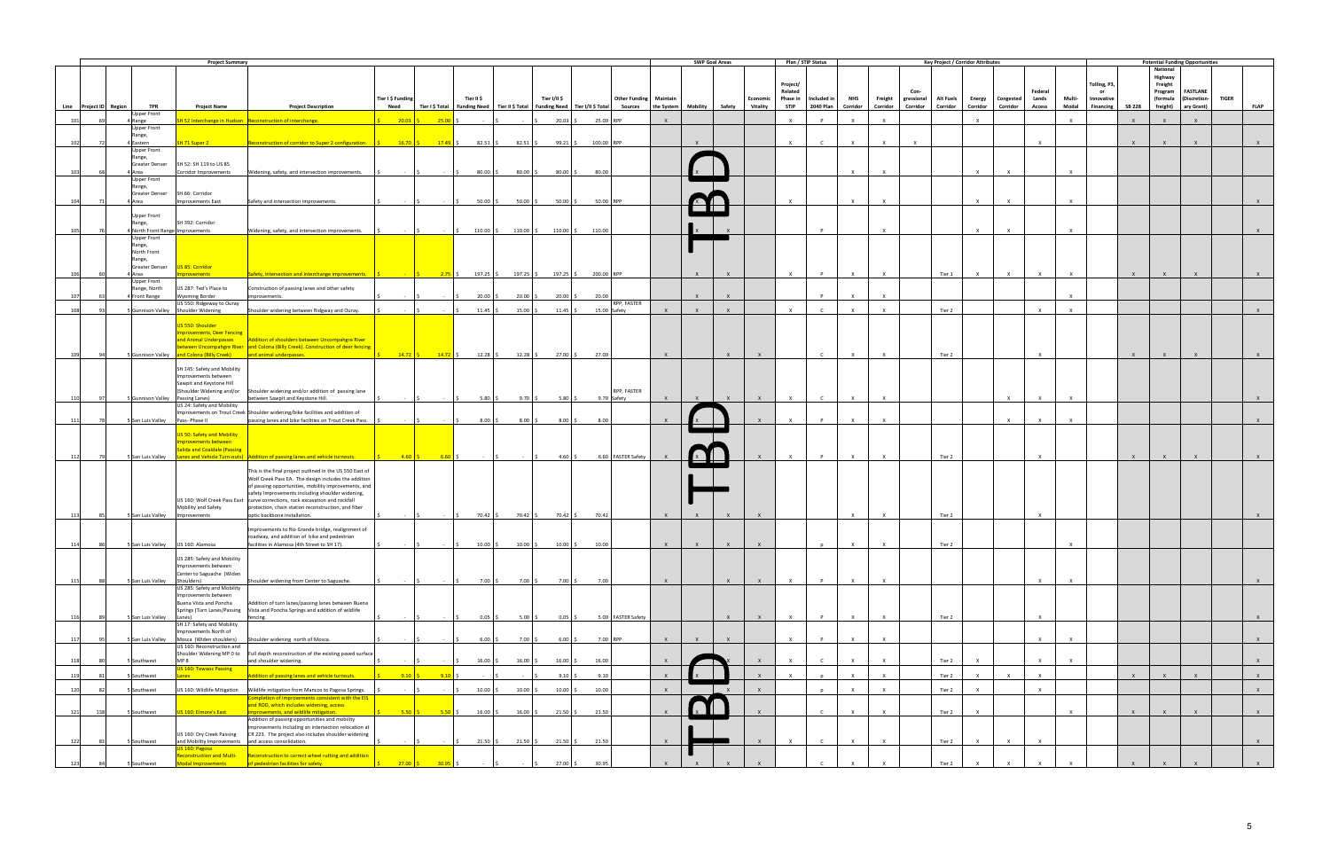| | | | | Project Summary | | | | | | | | | SWP Goal Areas | | | | Plan / STIP Status | | Key Project / Corridor Attributes | | | | | | | | | Potential Funding Opportunities | | | | | |
|---|---|---|---|---|---|---|---|---|---|---|---|---|---|---|---|---|---|---|---|---|---|---|---|---|---|---|---|---|---|---|---|---|---|
| Line | Project ID | Region | TPR | Project Name | Project Description | Tier I $ Funding Need | Tier I $ Total | Tier II $ Funding Need | Tier II $ Total | Tier I/II $ Funding Need | Tier I/II $ Total | Other Funding Sources | Maintain the System | Mobility | Safety | Economic Vitality | Project/ Related Phase in STIP | Included in 2040 Plan | NHS Corridor | Freight Corridor | Con-gressional Corridor | Alt Fuels Corridor | Energy Corridor | Congested Corridor | Federal Lands Access | Multi-Modal | Tolling, P3, or Innovative Financing | SB 228 | National Highway Freight Program (formula freight) | FASTLANE (Discretion-ary Grant) | TIGER | FLAP |
| 101 | 69 | 4 | Upper Front Range | SH 52 Interchange in Hudson | Reconstruction of interchange. | $ 20.03 | $ 25.00 | $ - | $ - | $ 20.03 | $ 25.00 | RPP | X | | | | X | P | X | X | | | X | | | X | | X | X | X | | |
| 102 | 72 | 4 | Upper Front Range, Eastern | SH 71 Super 2 | Reconstruction of corridor to Super 2 configuration. | $ 16.70 | $ 17.49 | $ 82.51 | $ 82.51 | $ 99.21 | $ 100.00 | RPP | | X | | | X | C | X | X | X | | | | X | | | X | X | X | | X |
| 103 | 68 | 4 | Upper Front Range, Greater Denver Area | SH 52: SH 119 to US 85 Corridor Improvements | Widening, safety, and intersection improvements. | $ - | $ - | $ 80.00 | $ 80.00 | $ 80.00 | $ 80.00 | | | X | | | | | X | X | | | X | X | | X | | | | | | |
| 104 | 71 | 4 | Upper Front Range, Greater Denver Area | SH 66: Corridor Improvements East | Safety and intersection improvements. | $ - | $ - | $ 50.00 | $ 50.00 | $ 50.00 | $ 50.00 | RPP | | X | | | X | | X | X | | | X | X | | X | | | | | | X |
| 105 | 76 | 4 | Upper Front Range, North Front Range | SH 392: Corridor Improvements | Widening, safety, and intersection improvements. | $ - | $ - | $ 110.00 | $ 110.00 | $ 110.00 | $ 110.00 | | | X | X | | | P | | X | | | X | X | | X | | | | | | X |
| 106 | 60 | 4 | Upper Front Range, North Front Range, Greater Denver Area | US 85: Corridor Improvements | Safety, intersection and interchange improvements. | $ - | $ 2.75 | $ 197.25 | $ 197.25 | $ 197.25 | $ 200.00 | RPP | | X | X | | X | P | X | X | | Tier 1 | X | X | X | X | | X | X | X | | X |
| 107 | 63 | 4 | Upper Front Range, North Front Range | US 287: Ted's Place to Wyoming Border | Construction of passing lanes and other safety improvements. | $ - | $ - | $ 20.00 | $ 20.00 | $ 20.00 | $ 20.00 | | | X | X | | | P | X | X | | | | | | X | | | | | | |
| 108 | 93 | 5 | Gunnison Valley | US 550: Ridgway to Ouray Shoulder Widening | Shoulder widening between Ridgway and Ouray. | $ - | $ - | $ 11.45 | $ 15.00 | $ 11.45 | $ 15.00 | RPP, FASTER Safety | X | X | X | | X | C | X | X | | Tier 2 | | | X | X | | | | | | X |
| 109 | 94 | 5 | Gunnison Valley | US 550: Shoulder Improvements, Deer Fencing and Animal Underpasses between Uncompahgre River and Colona (Billy Creek) | Addition of shoulders between Uncompahgre River and Colona (Billy Creek). Construction of deer fencing and animal underpasses. | $ 14.72 | $ 14.72 | $ 12.28 | $ 12.28 | $ 27.00 | $ 27.00 | | X | | X | X | | C | X | X | | Tier 2 | | | X | | | X | X | X | | X |
| 110 | 97 | 5 | Gunnison Valley | SH 145: Safety and Mobility Improvements between Sawpit and Keystone Hill (Shoulder Widening and/or Passing Lanes) | Shoulder widening and/or addition of passing lane between Sawpit and Keystone Hill. | $ - | $ - | $ 5.80 | $ 9.70 | $ 5.80 | $ 9.70 | RPP, FASTER Safety | X | X | X | X | X | C | X | X | | | | X | X | X | | | | | | X |
| 111 | 78 | 5 | San Luis Valley | US 24: Safety and Mobility Improvements on Trout Creek Pass- Phase II | Shoulder widening/bike facilities and addition of passing lanes and bike facilities on Trout Creek Pass. | $ - | $ - | $ 8.00 | $ 8.00 | $ 8.00 | $ 8.00 | | X | X | | X | X | P | X | X | | | | X | X | X | | | | | | X |
| 112 | 79 | 5 | San Luis Valley | US 50: Safety and Mobility Improvements between Salida and Coaldale (Passing Lanes and Vehicle Turn-outs) | Addition of passing lanes and vehicle turnouts. | $ 4.60 | $ 6.60 | $ - | $ - | $ 4.60 | $ 6.60 | FASTER Safety | X | X | | X | X | P | X | X | | Tier 2 | | | X | | | X | X | X | | X |
| 113 | 85 | 5 | San Luis Valley | US 160: Wolf Creek Pass East Mobility and Safety Improvements | This is the final project outlined in the US 550 East of Wolf Creek Pass EA. The design includes the addition of passing opportunities, mobility improvements, and safety improvements including shoulder widening, curve corrections, rock excavation and rockfall protection, chain station reconstruction, and fiber optic backbone installation. | $ - | $ - | $ 70.42 | $ 70.42 | $ 70.42 | $ 70.42 | | X | X | X | X | | | X | X | | Tier 2 | | | X | | | | | | | X |
| 114 | 86 | 5 | San Luis Valley | US 160: Alamosa | Improvements to Rio Grande bridge, realignment of roadway, and addition of bike and pedestrian facilities in Alamosa (4th Street to SH 17). | $ - | $ - | $ 10.00 | $ 10.00 | $ 10.00 | $ 10.00 | | X | X | X | X | | p | X | X | | Tier 2 | | | | X | | | | | | |
| 115 | 88 | 5 | San Luis Valley | US 285: Safety and Mobility Improvements between Center to Saguache (Widen Shoulders) | Shoulder widening from Center to Saguache. | $ - | $ - | $ 7.00 | $ 7.00 | $ 7.00 | $ 7.00 | | X | | X | X | X | P | X | X | | | | | X | X | | | | | | X |
| 116 | 89 | 5 | San Luis Valley | US 285: Safety and Mobility Improvements between Buena Vista and Poncha Springs (Turn Lanes/Passing Lanes) | Addition of turn lanes/passing lanes between Buena Vista and Poncha Springs and addition of wildlife fencing. | $ - | $ - | $ 0.05 | $ 5.00 | $ 0.05 | $ 5.00 | FASTER Safety | | | X | X | X | P | X | X | | Tier 2 | | | X | | | | | | | X |
| 117 | 95 | 5 | San Luis Valley | SH 17: Safety and Mobility Improvements North of Mosca (Widen shoulders) | Shoulder widening north of Mosca. | $ - | $ - | $ 6.00 | $ 7.00 | $ 6.00 | $ 7.00 | RPP | X | X | X | | X | P | X | X | | | | | X | X | | | | | | X |
| 118 | 80 | 5 | Southwest | US 160: Reconstruction and Shoulder Widening MP 0 to MP 8 | Full depth reconstruction of the existing paved surface and shoulder widening. | $ - | $ - | $ 16.00 | $ 16.00 | $ 16.00 | $ 16.00 | | X | | X | X | X | C | X | X | | Tier 2 | X | | X | X | | | | | | X |
| 119 | 81 | 5 | Southwest | US 160: Towaoc Passing Lanes | Addition of passing lanes and vehicle turnouts. | $ 9.10 | $ 9.10 | $ - | $ - | $ 9.10 | $ 9.10 | | X | X | | X | X | p | X | X | | Tier 2 | X | X | X | | | X | X | X | | X |
| 120 | 82 | 5 | Southwest | US 160: Wildlife Mitigation | Wildlife mitigation from Mancos to Pagosa Springs. | $ - | $ - | $ 10.00 | $ 10.00 | $ 10.00 | $ 10.00 | | X | | X | X | | p | X | X | | Tier 2 | X | | X | | | | | | | X |
| 121 | 138 | 5 | Southwest | US 160: Elmore's East | Completion of improvements consistent with the EIS and ROD, which includes widening, access improvements, and wildlife mitigation. | $ 5.50 | $ 5.50 | $ 16.00 | $ 16.00 | $ 21.50 | $ 21.50 | | X | X | | X | | C | X | X | | Tier 2 | X | | | X | | X | X | X | | X |
| 122 | 83 | 5 | Southwest | US 160: Dry Creek Passing and Mobility Improvements | Addition of passing opportunities and mobility improvements including an intersection relocation at CR 223. The project also includes shoulder widening and access consolidation. | $ - | $ - | $ 21.50 | $ 21.50 | $ 21.50 | $ 21.50 | | X | | | X | X | C | X | X | | Tier 2 | X | X | X | | | | | | | X |
| 123 | 84 | 5 | Southwest | US 160: Pagosa Reconstruction and Multi-Modal Improvements | Reconstruction to correct wheel rutting and addition of pedestrian facilities for safety. | $ 27.00 | $ 30.95 | $ - | $ - | $ 27.00 | $ 30.95 | | X | X | X | X | | C | X | X | | Tier 2 | X | X | X | X | | X | X | X | | X |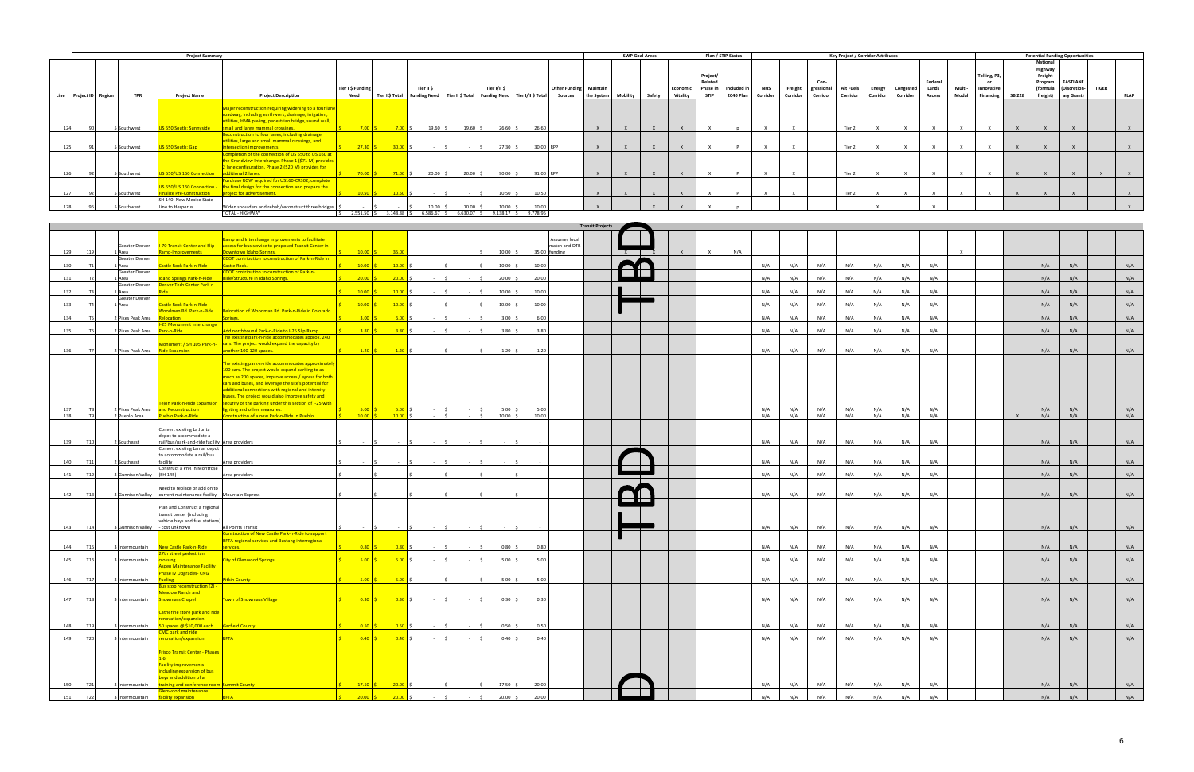| | | | Project Summary | | | | | | | | | | SWP Goal Areas | | | | Plan / STIP Status | | Key Project / Corridor Attributes | | | | | | | | | Potential Funding Opportunities | | | | |
|---|---|---|---|---|---|---|---|---|---|---|---|---|---|---|---|---|---|---|---|---|---|---|---|---|---|---|---|---|---|---|---|---|---|
| Line | Project ID | Region | TPR | Project Name | Project Description | Tier I $ Funding Need | Tier I $ Total | Tier II $ Funding Need | Tier II $ Total | Tier I/II $ Funding Need | Tier I/II $ Total | Other Funding Sources | Maintain the System | Mobility | Safety | Economic Vitality | Project/ Related Phase in STIP | Included in 2040 Plan | NHS Corridor | Freight Corridor | Con-gressional Corridor | Alt Fuels Corridor | Energy Corridor | Congested Corridor | Federal Lands Access | Multi-Modal | Tolling, P3, or Innovative Financing | SB 228 | National Highway Freight Program (formula freight) | FASTLANE (Discretion-ary Grant) | TIGER | FLAP |
| 124 | 90 | 5 | Southwest | US 550 South: Sunnyside | Major reconstruction requiring widening to a four lane roadway, including earthwork, drainage, irrigation, utilities, HMA paving, pedestrian bridge, sound wall, small and large mammal crossings. | $ 7.00 | $ 7.00 | $ 19.60 | $ 19.60 | $ 26.60 | $ 26.60 | | X | X | X | X | X | p | X | X | | Tier 2 | X | X | X | X | X | X | X | X | | X |
| 125 | 91 | 5 | Southwest | US 550 South: Gap | Reconstruction to four lanes, including drainage, utilities, large and small mammal crossings, and intersection improvements. | $ 27.30 | $ 30.00 | $ - | $ - | $ 27.30 | $ 30.00 | RPP | X | X | X | X | X | P | X | X | | Tier 2 | X | X | X | X | X | X | X | X | | X |
| 126 | 92 | 5 | Southwest | US 550/US 160 Connection | Completion of the connection of US 550 to US 160 at the Grandview Interchange. Phase 1 ($71 M) provides 2 lane configuration. Phase 2 ($20 M) provides for additional 2 lanes. | $ 70.00 | $ 71.00 | $ 20.00 | $ 20.00 | $ 90.00 | $ 91.00 | RPP | X | X | X | X | X | P | X | X | | Tier 2 | X | X | X | X | X | X | X | X | X | X |
| 127 | 92 | 5 | Southwest | US 550/US 160 Connection - Finalize Pre-Construction | Purchase ROW required for US160-CR302, complete the final design for the connection and prepare the project for advertisement. | $ 10.50 | $ 10.50 | $ - | $ - | $ 10.50 | $ 10.50 | | X | X | X | X | X | P | X | X | | Tier 2 | X | X | X | X | X | X | X | X | | X |
| 128 | 96 | 5 | Southwest | SH 140: New Mexico State Line to Hesperus | Widen shoulders and rehab/reconstruct three bridges. | $ - | $ - | $ 10.00 | $ 10.00 | $ 10.00 | $ 10.00 | | X | | X | X | X | p | | | | | X | | X | | | | | | | X |
| | | | | | TOTAL - HIGHWAY | $ 2,551.50 | $ 3,148.88 | $ 6,586.67 | $ 6,630.07 | $ 9,138.17 | $ 9,778.95 | | | | | | | | | | | | | | | | | | | | | |
| | | | | | | | | | | | | | Transit Projects | | | | | | | | | | | | | | | | | | | |
| 129 | 119 | 1 | Greater Denver Area | I-70 Transit Center and Slip Ramp Improvements | Ramp and Interchange improvements to facilitate access for bus service to proposed Transit Center in Downtown Idaho Springs. | $ 10.00 | $ 35.00 | | | $ 10.00 | $ 35.00 | Assumes local match and DTR funding | | X | X | X | X | N/A | | | | | | | | X | | | | | | |
| 130 | T1 | 1 | Greater Denver Area | Castle Rock Park-n-Ride | CDOT contribution to construction of Park-n-Ride in Castle Rock. | $ 10.00 | $ 10.00 | $ - | $ - | $ 10.00 | $ 10.00 | | TBD | | | | | | N/A | N/A | N/A | N/A | N/A | N/A | N/A | | | | N/A | N/A | | N/A |
| 131 | T2 | 1 | Greater Denver Area | Idaho Springs Park-n-Ride | CDOT contribution to construction of Park-n-Ride/Structure in Idaho Springs. | $ 20.00 | $ 20.00 | $ - | $ - | $ 20.00 | $ 20.00 | | | | | | | | N/A | N/A | N/A | N/A | N/A | N/A | N/A | | | | N/A | N/A | | N/A |
| 132 | T3 | 1 | Greater Denver Area | Denver Tech Center Park-n-Ride | | $ 10.00 | $ 10.00 | $ - | $ - | $ 10.00 | $ 10.00 | | | | | | | | N/A | N/A | N/A | N/A | N/A | N/A | N/A | | | | N/A | N/A | | N/A |
| 133 | T4 | 1 | Greater Denver Area | Castle Rock Park-n-Ride | | $ 10.00 | $ 10.00 | $ - | $ - | $ 10.00 | $ 10.00 | | | | | | | | N/A | N/A | N/A | N/A | N/A | N/A | N/A | | | | N/A | N/A | | N/A |
| 134 | T5 | 2 | Pikes Peak Area | Woodmen Rd. Park-n-Ride Relocation | Relocation of Woodman Rd. Park-n-Ride in Colorado Springs. | $ 3.00 | $ 6.00 | $ - | $ - | $ 3.00 | $ 6.00 | | | | | | | | N/A | N/A | N/A | N/A | N/A | N/A | N/A | | | | N/A | N/A | | N/A |
| 135 | T6 | 2 | Pikes Peak Area | I-25 Monument Interchange Park-n-Ride | Add northbound Park-n-Ride to I-25 Slip Ramp | $ 3.80 | $ 3.80 | $ - | $ - | $ 3.80 | $ 3.80 | | | | | | | | N/A | N/A | N/A | N/A | N/A | N/A | N/A | | | | N/A | N/A | | N/A |
| 136 | T7 | 2 | Pikes Peak Area | Monument / SH 105 Park-n-Ride Expansion | The existing park-n-ride accommodates approx. 240 cars. The project would expand the capacity by another 100-120 spaces. | $ 1.20 | $ 1.20 | $ - | $ - | $ 1.20 | $ 1.20 | | | | | | | | N/A | N/A | N/A | N/A | N/A | N/A | N/A | | | | N/A | N/A | | N/A |
| 137 | T8 | 2 | Pikes Peak Area | Tejon Park-n-Ride Expansion and Reconstruction | The existing park-n-ride accommodates approximately 100 cars. The project would expand parking to as much as 200 spaces, improve access / egress for both cars and buses, and leverage the site's potential for additional connections with regional and intercity buses. The project would also improve safety and security of the parking under this section of I-25 with lighting and other measures. | $ 5.00 | $ 5.00 | $ - | $ - | $ 5.00 | $ 5.00 | | | | | | | | N/A | N/A | N/A | N/A | N/A | N/A | N/A | | | | N/A | N/A | | N/A |
| 138 | T9 | 2 | Pueblo Area | Pueblo Park-n-Ride | Construction of a new Park-n-Ride in Pueblo. | $ 10.00 | $ 10.00 | $ - | $ - | $ 10.00 | $ 10.00 | | | | | | | | N/A | N/A | N/A | N/A | N/A | N/A | N/A | | | X | N/A | N/A | | N/A |
| 139 | T10 | 2 | Southeast | Convert existing La Junta depot to accommodate a rail/bus/park-and-ride facility | Area providers | $ - | $ - | $ - | $ - | $ - | $ - | | | | | | | | N/A | N/A | N/A | N/A | N/A | N/A | N/A | | | | N/A | N/A | | N/A |
| 140 | T11 | 2 | Southeast | Convert existing Lamar depot to accommodate a rail/bus facility | Area providers | $ - | $ - | $ - | $ - | $ - | $ - | | TBD | | | | | | N/A | N/A | N/A | N/A | N/A | N/A | N/A | | | | N/A | N/A | | N/A |
| 141 | T12 | 3 | Gunnison Valley | Construct a PnR in Montrose (SH 145) | Area providers | $ - | $ - | $ - | $ - | $ - | $ - | | | | | | | | N/A | N/A | N/A | N/A | N/A | N/A | N/A | | | | N/A | N/A | | N/A |
| 142 | T13 | 3 | Gunnison Valley | Need to replace or add on to current maintenance facility | Mountain Express | $ - | $ - | $ - | $ - | $ - | $ - | | | | | | | | N/A | N/A | N/A | N/A | N/A | N/A | N/A | | | | N/A | N/A | | N/A |
| 143 | T14 | 3 | Gunnison Valley | Plan and Construct a regional transit center (including vehicle bays and fuel stations) - cost unknown | All Points Transit | $ - | $ - | $ - | $ - | $ - | $ - | | | | | | | | N/A | N/A | N/A | N/A | N/A | N/A | N/A | | | | N/A | N/A | | N/A |
| 144 | T15 | 3 | Intermountain | New Castle Park-n-Ride | Construction of New Castle Park-n-Ride to support RFTA regional services and Bustang interregional services. | $ 0.80 | $ 0.80 | $ - | $ - | $ 0.80 | $ 0.80 | | | | | | | | N/A | N/A | N/A | N/A | N/A | N/A | N/A | | | | N/A | N/A | | N/A |
| 145 | T16 | 3 | Intermountain | 27th street pedestrian crossing | City of Glenwood Springs | $ 5.00 | $ 5.00 | $ - | $ - | $ 5.00 | $ 5.00 | | | | | | | | N/A | N/A | N/A | N/A | N/A | N/A | N/A | | | | N/A | N/A | | N/A |
| 146 | T17 | 3 | Intermountain | Aspen Maintenance Facility Phase IV Upgrades- CNG Fueling | Pitkin County | $ 5.00 | $ 5.00 | $ - | $ - | $ 5.00 | $ 5.00 | | | | | | | | N/A | N/A | N/A | N/A | N/A | N/A | N/A | | | | N/A | N/A | | N/A |
| 147 | T18 | 3 | Intermountain | Bus stop reconstruction (2) - Meadow Ranch and Snowmass Chapel | Town of Snowmass Village | $ 0.30 | $ 0.30 | $ - | $ - | $ 0.30 | $ 0.30 | | | | | | | | N/A | N/A | N/A | N/A | N/A | N/A | N/A | | | | N/A | N/A | | N/A |
| 148 | T19 | 3 | Intermountain | Catherine store park and ride renovation/expansion 50 spaces @ $10,000 each | Garfield County | $ 0.50 | $ 0.50 | $ - | $ - | $ 0.50 | $ 0.50 | | | | | | | | N/A | N/A | N/A | N/A | N/A | N/A | N/A | | | | N/A | N/A | | N/A |
| 149 | T20 | 3 | Intermountain | CMC park and ride renovation/expansion | RFTA | $ 0.40 | $ 0.40 | $ - | $ - | $ 0.40 | $ 0.40 | | | | | | | | N/A | N/A | N/A | N/A | N/A | N/A | N/A | | | | N/A | N/A | | N/A |
| 150 | T21 | 3 | Intermountain | Frisco Transit Center - Phases 1-6 Facility improvements including expansion of bus bays and addition of a training and conference room | Summit County | $ 17.50 | $ 20.00 | $ - | $ - | $ 17.50 | $ 20.00 | | TBD | | | | | | N/A | N/A | N/A | N/A | N/A | N/A | N/A | | | | N/A | N/A | | N/A |
| 151 | T22 | 3 | Intermountain | Glenwood maintenance facility expansion | RFTA | $ 20.00 | $ 20.00 | $ - | $ - | $ 20.00 | $ 20.00 | | | | | | | | N/A | N/A | N/A | N/A | N/A | N/A | N/A | | | | N/A | N/A | | N/A |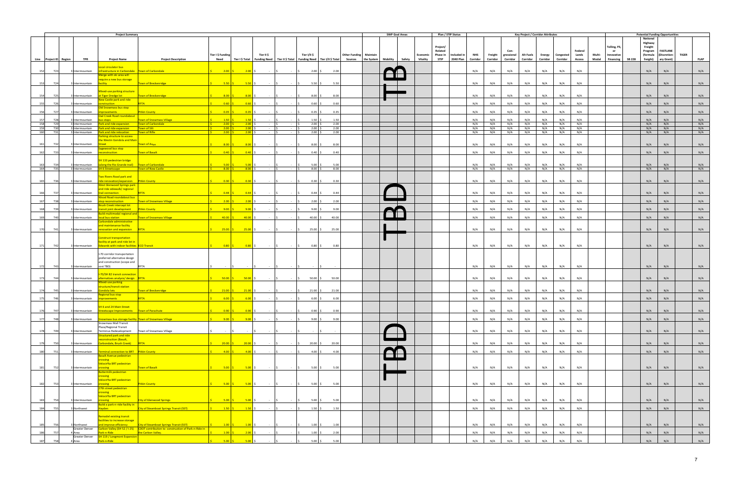| Line | Project ID | Region | TPR | Project Name | Project Description | Tier I $ Funding Need | Tier I $ Total | Tier II $ Funding Need | Tier II $ Total | Tier I/II $ Funding Need | Tier I/II $ Total | Other Funding Sources | Maintain the System | Mobility | Safety | Economic Vitality | Project/ Related Phase in STIP | Included in 2040 Plan | NHS Corridor | Freight Corridor | Con- gressional Corridor | Alt Fuels Corridor | Energy Corridor | Congested Corridor | Federal Lands Access | Multi- Modal | Tolling, P3, or Innovative Financing | SB 228 | National Highway Freight Program (formula freight) | FASTLANE (Discretion- ary Grant) | TIGER | FLAP |
|---|---|---|---|---|---|---|---|---|---|---|---|---|---|---|---|---|---|---|---|---|---|---|---|---|---|---|---|---|---|---|---|---|
| | | | | | | | | | | | | | | **SWP Goal Areas** | | | **Plan / STIP Status** | | **Key Project / Corridor Attributes** | | | | | | | | | | **Potential Funding Opportunities** | | | |
| 152 | T23 | 3 | Intermountain | Local circulator bus infrastructure in Carbondale | Town of Carbondale | $ 2.00 | $ 2.00 | $ - | $ - | $ 2.00 | $ 2.00 | | | TBD | | | | | N/A | N/A | N/A | N/A | N/A | N/A | N/A | | | | N/A | N/A | | N/A |
| 153 | T24 | 3 | Intermountain | Merge with ski area will require a new bus storage facility | Town of Breckenridge | $ 5.50 | $ 5.50 | $ - | $ - | $ 5.50 | $ 5.50 | | | | | | | | N/A | N/A | N/A | N/A | N/A | N/A | N/A | | | | N/A | N/A | | N/A |
| 154 | T25 | 3 | Intermountain | Mixed-use parking structure at Tiger Dredge lot | Town of Breckenridge | $ 8.00 | $ 8.00 | $ - | $ - | $ 8.00 | $ 8.00 | | | | | | | | N/A | N/A | N/A | N/A | N/A | N/A | N/A | | | | N/A | N/A | | N/A |
| 155 | T26 | 3 | Intermountain | New Castle park and ride construction | RFTA | $ 0.60 | $ 0.60 | $ - | $ - | $ 0.60 | $ 0.60 | | | | | | | | N/A | N/A | N/A | N/A | N/A | N/A | N/A | | | | N/A | N/A | | N/A |
| 156 | T27 | 3 | Intermountain | Old Snowmass bus stop improvements | Pitkin County | $ 0.35 | $ 0.35 | $ - | $ - | $ 0.35 | $ 0.35 | | | | | | | | N/A | N/A | N/A | N/A | N/A | N/A | N/A | | | | N/A | N/A | | N/A |
| 157 | T28 | 3 | Intermountain | Owl Creek Road roundabout bus stops | Town of Snowmass Village | $ 1.50 | $ 1.50 | $ - | $ - | $ 1.50 | $ 1.50 | | | | | | | | N/A | N/A | N/A | N/A | N/A | N/A | N/A | | | | N/A | N/A | | N/A |
| 158 | T29 | 3 | Intermountain | Park and ride expansion | Town of Carbondale | $ 2.00 | $ 2.00 | $ - | $ - | $ 2.00 | $ 2.00 | | | | | | | | N/A | N/A | N/A | N/A | N/A | N/A | N/A | | | | N/A | N/A | | N/A |
| 159 | T30 | 3 | Intermountain | Park and ride expansion | Town of Silt | $ 2.00 | $ 2.00 | $ - | $ - | $ 2.00 | $ 2.00 | | | | | | | | N/A | N/A | N/A | N/A | N/A | N/A | N/A | | | | N/A | N/A | | N/A |
| 160 | T31 | 3 | Intermountain | Park and ride relocation | Town of Rifle | $ 2.00 | $ 2.00 | $ - | $ - | $ 2.00 | $ 2.00 | | | | | | | | N/A | N/A | N/A | N/A | N/A | N/A | N/A | | | | N/A | N/A | | N/A |
| 161 | T32 | 3 | Intermountain | Parking structure to access the Westin Gondola and Main Street | Town of Avon | $ 8.00 | $ 8.00 | $ - | $ - | $ 8.00 | $ 8.00 | | | | | | | | N/A | N/A | N/A | N/A | N/A | N/A | N/A | | | | N/A | N/A | | N/A |
| 162 | T33 | 3 | Intermountain | Sagewood bus stop reconstruction | Town of Basalt | $ 0.40 | $ 0.40 | $ - | $ - | $ 0.40 | $ 0.40 | | | | | | | | N/A | N/A | N/A | N/A | N/A | N/A | N/A | | | | N/A | N/A | | N/A |
| 163 | T34 | 3 | Intermountain | SH 133 pedestrian bridge (along the Rio Grande trail) | Town of Carbondale | $ 5.00 | $ 5.00 | $ - | $ - | $ 5.00 | $ 5.00 | | | | | | | | N/A | N/A | N/A | N/A | N/A | N/A | N/A | | | | N/A | N/A | | N/A |
| 164 | T35 | 3 | Intermountain | SH 6 Streetscape | Town of New Castle | $ 8.00 | $ 8.00 | $ - | $ - | $ 8.00 | $ 8.00 | | | | | | | | N/A | N/A | N/A | N/A | N/A | N/A | N/A | | | | N/A | N/A | | N/A |
| 165 | T36 | 3 | Intermountain | Two Rivers Road park and ride renovation/expansion | Pitkin County | $ 0.30 | $ 0.30 | $ - | $ - | $ 0.30 | $ 0.30 | | | | | | | | N/A | N/A | N/A | N/A | N/A | N/A | N/A | | | | N/A | N/A | | N/A |
| 166 | T37 | 3 | Intermountain | West Glenwood Springs park and ride sidewalk/ regional trail connection | RFTA | $ 0.44 | $ 0.44 | $ - | $ - | $ 0.44 | $ 0.44 | | | TBD | | | | | N/A | N/A | N/A | N/A | N/A | N/A | N/A | | | | N/A | N/A | | N/A |
| 167 | T38 | 3 | Intermountain | Wood Road roundabout bus stop reconstruction | Town of Snowmass Village | $ 2.00 | $ 2.00 | $ - | $ - | $ 2.00 | $ 2.00 | | | | | | | | N/A | N/A | N/A | N/A | N/A | N/A | N/A | | | | N/A | N/A | | N/A |
| 168 | T39 | 3 | Intermountain | Brush Creek intercept lot transit joint development | Pitkin County | $ 9.00 | $ 9.00 | $ - | $ - | $ 9.00 | $ 9.00 | | | | | | | | N/A | N/A | N/A | N/A | N/A | N/A | N/A | | | | N/A | N/A | | N/A |
| 169 | T40 | 3 | Intermountain | Build multimodal regional and local bus station | Town of Snowmass Village | $ 40.00 | $ 40.00 | $ - | $ - | $ 40.00 | $ 40.00 | | | | | | | | N/A | N/A | N/A | N/A | N/A | N/A | N/A | | | | N/A | N/A | | N/A |
| 170 | T41 | 3 | Intermountain | Carbondale administrative and maintenance facility renovation and expansion | RFTA | $ 25.00 | $ 25.00 | $ - | $ - | $ 25.00 | $ 25.00 | | | | | | | | N/A | N/A | N/A | N/A | N/A | N/A | N/A | | | | N/A | N/A | | N/A |
| 171 | T42 | 3 | Intermountain | Construct transportation facility at park and ride lot in Edwards with indoor facilities | ECO Transit | $ 0.80 | $ 0.80 | $ - | $ - | $ 0.80 | $ 0.80 | | | | | | | | N/A | N/A | N/A | N/A | N/A | N/A | N/A | | | | N/A | N/A | | N/A |
| 172 | T43 | 3 | Intermountain | I-70 corridor transportation preferred alternative design and construction (scope and cost TBD) | RFTA | $ - | $ - | $ - | $ - | $ - | $ - | | | | | | | | N/A | N/A | N/A | N/A | N/A | N/A | N/A | | | | N/A | N/A | | N/A |
| 173 | T44 | 3 | Intermountain | I-70/SH 82 transit connection alternatives analysis/ design | RFTA | $ 50.00 | $ 50.00 | $ - | $ - | $ 50.00 | $ 50.00 | | | | | | | | N/A | N/A | N/A | N/A | N/A | N/A | N/A | | | | N/A | N/A | | N/A |
| 174 | T45 | 3 | Intermountain | Mixed-use parking structure/transit station Gondola lots | Town of Breckenridge | $ 21.00 | $ 21.00 | $ - | $ - | $ 21.00 | $ 21.00 | | | | | | | | N/A | N/A | N/A | N/A | N/A | N/A | N/A | | | | N/A | N/A | | N/A |
| 175 | T46 | 3 | Intermountain | Regional bus stop improvements | RFTA | $ 6.00 | $ 6.00 | $ - | $ - | $ 6.00 | $ 6.00 | | | | | | | | N/A | N/A | N/A | N/A | N/A | N/A | N/A | | | | N/A | N/A | | N/A |
| 176 | T47 | 3 | Intermountain | SH 6 and 24 Main Street Streetscape Improvements | Town of Parachute | $ 0.90 | $ 0.90 | $ - | $ - | $ 0.90 | $ 0.90 | | | | | | | | N/A | N/A | N/A | N/A | N/A | N/A | N/A | | | | N/A | N/A | | N/A |
| 177 | T48 | 3 | Intermountain | Snowmass bus storage facility | Town of Snowmass Village | $ 9.00 | $ 9.00 | $ - | $ - | $ 9.00 | $ 9.00 | | | | | | | | N/A | N/A | N/A | N/A | N/A | N/A | N/A | | | | N/A | N/A | | N/A |
| 178 | T49 | 3 | Intermountain | Snowmass Mall Transit Plaza/Regional Transit Terminus Redevelopment | Town of Snowmass Village | $ - | $ - | $ - | $ - | $ - | $ - | | | TBD | | | | | N/A | N/A | N/A | N/A | N/A | N/A | N/A | | | | N/A | N/A | | N/A |
| 179 | T50 | 3 | Intermountain | Structured park and ride reconstruction (Basalt, Carbondale, Brush Creek) | RFTA | $ 20.00 | $ 20.00 | $ - | $ - | $ 20.00 | $ 20.00 | | | | | | | | N/A | N/A | N/A | N/A | N/A | N/A | N/A | | | | N/A | N/A | | N/A |
| 180 | T51 | 3 | Intermountain | Terminal connection to BRT | Pitkin County | $ 4.00 | $ 4.00 | $ - | $ - | $ 4.00 | $ 4.00 | | | | | | | | N/A | N/A | N/A | N/A | N/A | N/A | N/A | | | | N/A | N/A | | N/A |
| 181 | T52 | 3 | Intermountain | Basalt Avenue pedestrian crossing Velociraptor BRT pedestrian crossing | Town of Basalt | $ 5.00 | $ 5.00 | $ - | $ - | $ 5.00 | $ 5.00 | | | | | | | | N/A | N/A | N/A | N/A | N/A | N/A | N/A | | | | N/A | N/A | | N/A |
| 182 | T53 | 3 | Intermountain | Buttermilk pedestrian crossing Velocirfta BRT pedestrian crossing | Pitkin County | $ 5.00 | $ 5.00 | $ - | $ - | $ 5.00 | $ 5.00 | | | | | | | | N/A | N/A | N/A | N/A | N/A | N/A | N/A | | | | N/A | N/A | | N/A |
| 183 | T54 | 3 | Intermountain | 27th street pedestrian crossing Velocirfta BRT pedestrian crossing | City of Glenwood Springs | $ 5.00 | $ 5.00 | $ - | $ - | $ 5.00 | $ 5.00 | | | | | | | | N/A | N/A | N/A | N/A | N/A | N/A | N/A | | | | N/A | N/A | | N/A |
| 184 | T55 | 3 | Northwest | Build a park-n-ride facility in Hayden | City of Steamboat Springs Transit (SST) | $ 1.50 | $ 1.50 | $ - | $ - | $ 1.50 | $ 1.50 | | | | | | | | N/A | N/A | N/A | N/A | N/A | N/A | N/A | | | | N/A | N/A | | N/A |
| 185 | T56 | 3 | Northwest | Remodel existing transit facilities to increase storage and improve efficiency | City of Steamboat Springs Transit (SST) | $ 1.00 | $ 1.00 | $ - | $ - | $ 1.00 | $ 1.00 | | | | | | | | N/A | N/A | N/A | N/A | N/A | N/A | N/A | | | | N/A | N/A | | N/A |
| 186 | T57 | 4 | Greater Denver Area | Carbon Valley (SH 52 / I-25) Park-n-Ride | CDOT contribution to construction of Park-n-Ride in the Carbon Valley. | $ 1.00 | $ 2.00 | $ - | $ - | $ 1.00 | $ 2.00 | | | | | | | | N/A | N/A | N/A | N/A | N/A | N/A | N/A | | | | N/A | N/A | | N/A |
| 187 | T58 | 4 | Greater Denver Area | SH 119 / Longmont Expansion Park-n-Ride | | $ 5.00 | $ 5.00 | $ - | $ - | $ 5.00 | $ 5.00 | | | | | | | | N/A | N/A | N/A | N/A | N/A | N/A | N/A | | | | N/A | N/A | | N/A |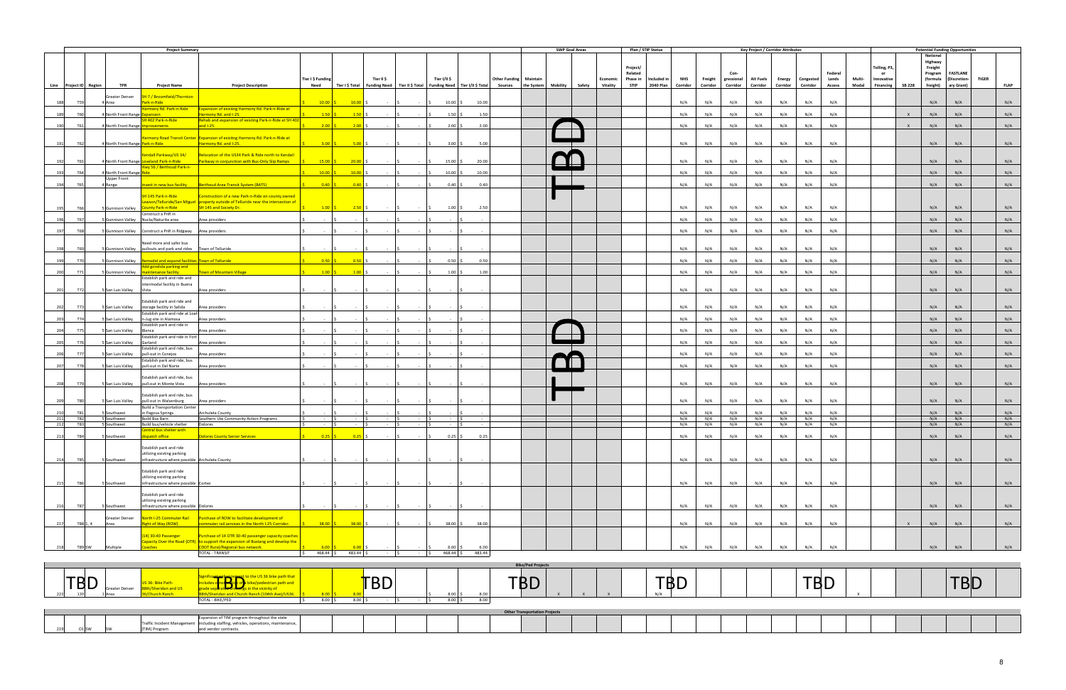| Line | Project ID | Region | TPR | Project Name | Project Description | Tier I $ Funding Need | Tier I $ Total | Tier II $ Funding Need | Tier II $ Total | Tier I/II $ Funding Need | Tier I/II $ Total | Other Funding Sources | Maintain the System | Mobility | Safety | Economic Vitality | Project/ Related Phase in STIP | Included in 2040 Plan | NHS Corridor | Freight Corridor | Con-gressional Corridor | Alt Fuels Corridor | Energy Corridor | Congested Corridor | Federal Lands Access | Multi-Modal | Tolling, P3, or Innovative Financing | SB 228 | National Highway Freight Program (formula freight) | FASTLANE (Discretion-ary Grant) | TIGER | FLAP |
|---|---|---|---|---|---|---|---|---|---|---|---|---|---|---|---|---|---|---|---|---|---|---|---|---|---|---|---|---|---|---|---|---|
| 188 | T59 | 4 | Greater Denver Area | SH 7 / Broomfield/Thornton Park-n-Ride | | $ 10.00 | $ 10.00 | $ - | $ - | $ 10.00 | $ 10.00 | | | | | | | | N/A | N/A | N/A | N/A | N/A | N/A | N/A | | | | N/A | N/A | | N/A |
| 189 | T60 | 4 | North Front Range | Harmony Rd. Park-n-Ride Expansion | Expansion of existing Harmony Rd. Park-n-Ride at Harmony Rd. and I-25. | $ 1.50 | $ 1.50 | $ - | $ - | $ 1.50 | $ 1.50 | | | | | | | | N/A | N/A | N/A | N/A | N/A | N/A | N/A | | | X | N/A | N/A | | N/A |
| 190 | T61 | 4 | North Front Range | SH 402 Park-n-Ride Improvements | Rehab and expansion of existing Park-n-Ride at SH 402 and I-25. | $ 2.00 | $ 2.00 | $ - | $ - | $ 2.00 | $ 2.00 | | | | | | | | N/A | N/A | N/A | N/A | N/A | N/A | N/A | | | X | N/A | N/A | | N/A |
| 191 | T62 | 4 | North Front Range | Harmony Road Transit Center Park-n-Ride | Expansion of existing Harmony Rd. Park-n-Ride at Harmony Rd. and I-25. | $ 3.00 | $ 5.00 | $ - | $ - | $ 3.00 | $ 5.00 | | | TBD | | | | | N/A | N/A | N/A | N/A | N/A | N/A | N/A | | | | N/A | N/A | | N/A |
| 192 | T63 | 4 | North Front Range | Kendall Parkway/US 34/ Loveland Park-n-Ride | Relocation of the US34 Park & Ride north to Kendall Parkway in conjunction with Bus-Only Slip Ramps | $ 15.00 | $ 20.00 | $ - | $ - | $ 15.00 | $ 20.00 | | | | | | | | N/A | N/A | N/A | N/A | N/A | N/A | N/A | | | | N/A | N/A | | N/A |
| 193 | T64 | 4 | North Front Range | Hwy 56 / Berthoud Park-n-Ride | | $ 10.00 | $ 10.00 | $ - | $ - | $ 10.00 | $ 10.00 | | | | | | | | N/A | N/A | N/A | N/A | N/A | N/A | N/A | | | | N/A | N/A | | N/A |
| 194 | T65 | 4 | Upper Front Range | Invest in new bus facility | Berthoud Area Transit System (BATS) | $ 0.40 | $ 0.40 | $ - | $ - | $ 0.40 | $ 0.40 | | | | | | | | N/A | N/A | N/A | N/A | N/A | N/A | N/A | | | | N/A | N/A | | N/A |
| 195 | T66 | 5 | Gunnison Valley | SH 145 Park-n-Ride Lawson/Telluride/San Miguel County Park-n-Ride | Construction of a new Park-n-Ride on county owned property outside of Telluride near the intersection of SH 145 and Society Dr. | $ 1.00 | $ 2.50 | $ - | $ - | $ 1.00 | $ 2.50 | | | | | | | | N/A | N/A | N/A | N/A | N/A | N/A | N/A | | | | N/A | N/A | | N/A |
| 196 | T67 | 5 | Gunnison Valley | Construct a PnR in Nucla/Naturita area | Area providers | $ - | $ - | $ - | $ - | $ - | $ - | | | | | | | | N/A | N/A | N/A | N/A | N/A | N/A | N/A | | | | N/A | N/A | | N/A |
| 197 | T68 | 5 | Gunnison Valley | Construct a PnR in Ridgway | Area providers | $ - | $ - | $ - | $ - | $ - | $ - | | | | | | | | N/A | N/A | N/A | N/A | N/A | N/A | N/A | | | | N/A | N/A | | N/A |
| 198 | T69 | 5 | Gunnison Valley | Need more and safer bus pullouts and park and rides | Town of Telluride | $ - | $ - | $ - | $ - | $ - | $ - | | | | | | | | N/A | N/A | N/A | N/A | N/A | N/A | N/A | | | | N/A | N/A | | N/A |
| 199 | T70 | 5 | Gunnison Valley | Remodel and expand facilities | Town of Telluride | $ 0.50 | $ 0.50 | $ - | $ - | $ 0.50 | $ 0.50 | | | | | | | | N/A | N/A | N/A | N/A | N/A | N/A | N/A | | | | N/A | N/A | | N/A |
| 200 | T71 | 5 | Gunnison Valley | Add gondola parking and maintenance facility | Town of Mountain Village | $ 1.00 | $ 1.00 | $ - | $ - | $ 1.00 | $ 1.00 | | | | | | | | N/A | N/A | N/A | N/A | N/A | N/A | N/A | | | | N/A | N/A | | N/A |
| 201 | T72 | 5 | San Luis Valley | Establish park and ride and intermodal facility in Buena Vista | Area providers | $ - | $ - | $ - | $ - | $ - | $ - | | | | | | | | N/A | N/A | N/A | N/A | N/A | N/A | N/A | | | | N/A | N/A | | N/A |
| 202 | T73 | 5 | San Luis Valley | Establish park and ride and storage facility in Salida | Area providers | $ - | $ - | $ - | $ - | $ - | $ - | | | | | | | | N/A | N/A | N/A | N/A | N/A | N/A | N/A | | | | N/A | N/A | | N/A |
| 203 | T74 | 5 | San Luis Valley | Establish park and ride at Loaf-n-Jug site in Alamosa | Area providers | $ - | $ - | $ - | $ - | $ - | $ - | | | | | | | | N/A | N/A | N/A | N/A | N/A | N/A | N/A | | | | N/A | N/A | | N/A |
| 204 | T75 | 5 | San Luis Valley | Establish park and ride in Blanca | Area providers | $ - | $ - | $ - | $ - | $ - | $ - | | | | | | | | N/A | N/A | N/A | N/A | N/A | N/A | N/A | | | | N/A | N/A | | N/A |
| 205 | T76 | 5 | San Luis Valley | Establish park and ride in Fort Garland | Area providers | $ - | $ - | $ - | $ - | $ - | $ - | | | TBD | | | | | N/A | N/A | N/A | N/A | N/A | N/A | N/A | | | | N/A | N/A | | N/A |
| 206 | T77 | 5 | San Luis Valley | Establish park and ride, bus pull-out in Conejos | Area providers | $ - | $ - | $ - | $ - | $ - | $ - | | | | | | | | N/A | N/A | N/A | N/A | N/A | N/A | N/A | | | | N/A | N/A | | N/A |
| 207 | T78 | 5 | San Luis Valley | Establish park and ride, bus pull-out in Del Norte | Area providers | $ - | $ - | $ - | $ - | $ - | $ - | | | | | | | | N/A | N/A | N/A | N/A | N/A | N/A | N/A | | | | N/A | N/A | | N/A |
| 208 | T79 | 5 | San Luis Valley | Establish park and ride, bus pull-out in Monte Vista | Area providers | $ - | $ - | $ - | $ - | $ - | $ - | | | | | | | | N/A | N/A | N/A | N/A | N/A | N/A | N/A | | | | N/A | N/A | | N/A |
| 209 | T80 | 5 | San Luis Valley | Establish park and ride, bus pull-out in Walsenburg | Area providers | $ - | $ - | $ - | $ - | $ - | $ - | | | | | | | | N/A | N/A | N/A | N/A | N/A | N/A | N/A | | | | N/A | N/A | | N/A |
| 210 | T81 | 5 | Southwest | Build a Transportation Center in Pagosa Springs | Archuleta County | $ - | $ - | $ - | $ - | $ - | $ - | | | | | | | | N/A | N/A | N/A | N/A | N/A | N/A | N/A | | | | N/A | N/A | | N/A |
| 211 | T82 | 5 | Southwest | Build Bus Barn | Southern Ute Community Action Programs | $ - | $ - | $ - | $ - | $ - | $ - | | | | | | | | N/A | N/A | N/A | N/A | N/A | N/A | N/A | | | | N/A | N/A | | N/A |
| 212 | T83 | 5 | Southwest | Build bus/vehicle shelter | Dolores | $ - | $ - | $ - | $ - | $ - | $ - | | | | | | | | N/A | N/A | N/A | N/A | N/A | N/A | N/A | | | | N/A | N/A | | N/A |
| 213 | T84 | 5 | Southwest | Central bus shelter with dispatch office | Dolores County Senior Services | $ 0.25 | $ 0.25 | $ - | $ - | $ 0.25 | $ 0.25 | | | | | | | | N/A | N/A | N/A | N/A | N/A | N/A | N/A | | | | N/A | N/A | | N/A |
| 214 | T85 | 5 | Southwest | Establish park and ride utilizing existing parking infrastructure where possible | Archuleta County | $ - | $ - | $ - | $ - | $ - | $ - | | | | | | | | N/A | N/A | N/A | N/A | N/A | N/A | N/A | | | | N/A | N/A | | N/A |
| 215 | T86 | 5 | Southwest | Establish park and ride utilizing existing parking infrastructure where possible | Cortez | $ - | $ - | $ - | $ - | $ - | $ - | | | | | | | | N/A | N/A | N/A | N/A | N/A | N/A | N/A | | | | N/A | N/A | | N/A |
| 216 | T87 | 5 | Southwest | Establish park and ride utilizing existing parking infrastructure where possible | Dolores | $ - | $ - | $ - | $ - | $ - | $ - | | | | | | | | N/A | N/A | N/A | N/A | N/A | N/A | N/A | | | | N/A | N/A | | N/A |
| 217 | T88 | 1, 4 | Greater Denver Area | North I-25 Commuter Rail Right of Way (ROW) | Purchase of ROW to facilitate development of commuter rail services in the North I-25 Corridor. | $ 38.00 | $ 38.00 | $ - | $ - | $ 38.00 | $ 38.00 | | | | | | | | N/A | N/A | N/A | N/A | N/A | N/A | N/A | | | X | N/A | N/A | | N/A |
| 218 | T89 | SW | Multiple | (14) 30-40 Passenger Capacity Over the Road (OTR) Coaches | Purchase of 14 OTR 30-40 passenger capacity coaches to support the expansion of Bustang and develop the CDOT Rural/Regional bus network. | $ 6.00 | $ 6.00 | $ - | $ - | $ 6.00 | $ 6.00 | | | | | | | | N/A | N/A | N/A | N/A | N/A | N/A | N/A | | | | N/A | N/A | | N/A |
| | | | | | TOTAL - TRANSIT | $ 468.44 | $ 483.44 | $ - | $ - | $ 468.44 | $ 483.44 | | | | | | | | | | | | | | | | | | | | | |
| **Bike/Ped Projects** | | | | | | | | | | | | | | | | | | | | | | | | | | | | | | | | |
| 223 | 120 | 1 | Greater Denver Area | US 36: Bike Path- 88th/Sheridan and US 36/Church Ranch | Significant enhancement to the US 36 bike path that includes construction of a bike/pedestrian path and grade separated crossings in the vicinity of 88th/Sheridan and Church Ranch (104th Ave)/US36. | $ 8.00 | $ 8.00 | TBD | | $ 8.00 | $ 8.00 | TBD | | X | X | X | | N/A | TBD | | | | TBD | | | X | | | | TBD | | |
| | | | | | TOTAL - BIKE/PED | $ 8.00 | $ 8.00 | $ - | $ - | $ 8.00 | $ 8.00 | | | | | | | | | | | | | | | | | | | | | |
| **Other Transportation Projects** | | | | | | | | | | | | | | | | | | | | | | | | | | | | | | | | |
| 219 | O1 | SW | SW | Traffic Incident Management (TIM) Program | Expansion of TIM program throughout the state including staffing, vehicles, operations, maintenance, and vendor contracts. | | | | | | | | | | | | | | | | | | | | | | | | | | | |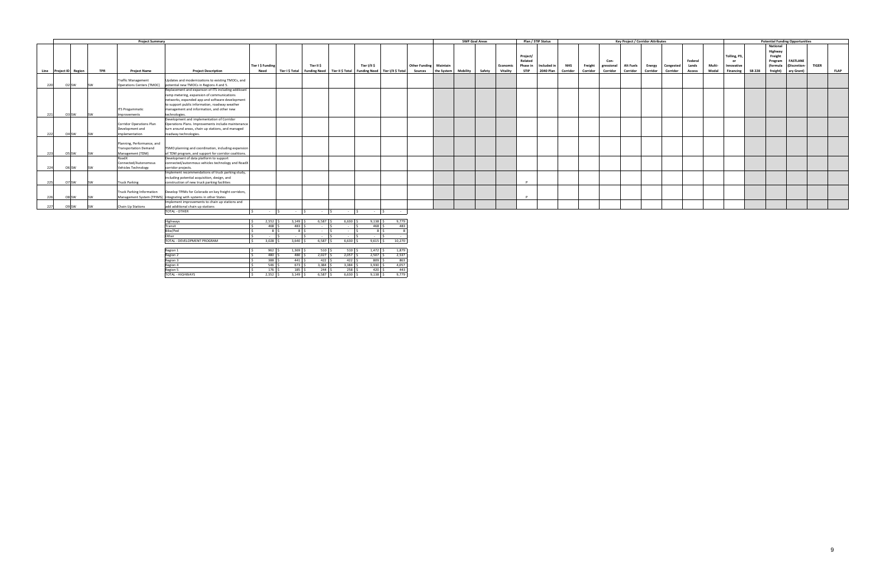| Project Summary | | | | | | | | | | | | | | SWP Goal Areas | | | | Plan / STIP Status | | Key Project / Corridor Attributes | | | | | | | | | Potential Funding Opportunities | | | | | | |
|---|---|---|---|---|---|---|---|---|---|---|---|---|---|---|---|---|---|---|---|---|---|---|---|---|---|---|---|---|---|---|---|---|---|---|---|
| Line | Project ID | Region | TPR | Project Name | Project Description | Tier I $ Funding Need | Tier I $ Total | Tier II $ Funding Need | Tier II $ Total | Tier I/II $ Funding Need | Tier I/II $ Total | Other Funding Sources | Maintain the System | Mobility | Safety | Economic Vitality | Project/ Related Phase in STIP | Included in 2040 Plan | NHS Corridor | Freight Corridor | Con-gressional Corridor | Alt Fuels Corridor | Energy Corridor | Congested Corridor | Federal Lands Access | Multi-Modal | Tolling, P3, or Innovative Financing | SB 228 | National Highway Freight Program (formula freight) | FASTLANE (Discretion-ary Grant) | TIGER | FLAP |
| 220 | O2 | SW | SW | Traffic Management Operations Centers (TMOC) | Updates and modernizations to existing TMOCs, and potential new TMOCs in Regions 4 and 5. | | | | | | | | | | | | | | | | | | | | | | | | | | | |
| 221 | O3 | SW | SW | ITS Progammatic Improvements | Replacement and expansion of ITS including additioanl ramp metering, expansion of communications networks, expanded app and software development to support public information, roadway weather management and information, and other new technologies. | | | | | | | | | | | | | | | | | | | | | | | | | | | |
| 222 | O4 | SW | SW | Corridor Operations Plan Development and Implementation | Development and implementation of Corridor Operations Plans. Improvements include maintenance turn around areas, chain up stations, and managed roadway technologies. | | | | | | | | | | | | | | | | | | | | | | | | | | | |
| 223 | O5 | SW | SW | Planning, Performance, and Transportation Demand Management (TDM) | TSMO planning and coordination, including expansion of TDM program, and support for corridor coalitions. | | | | | | | | | | | | | | | | | | | | | | | | | | | |
| 224 | O6 | SW | SW | RoadX Connected/Autonomous Vehicles Technology | Development of data platform to support connected/autonomous vehicles technology and RoadX corridor projects. | | | | | | | | | | | | | | | | | | | | | | | | | | | |
| 225 | O7 | SW | SW | Truck Parking | Implement recommendations of truck parking study, including potential acquisition, design, and construction of new truck parking facilities | | | | | | | | | | | | P | | | | | | | | | | | | | | | |
| 226 | O8 | SW | SW | Truck Parking Information Management System (TPIMS) | Develop TPIMs for Colorado on key freight corridors, integrating with systems in other States | | | | | | | | | | | | P | | | | | | | | | | | | | | | |
| 227 | O9 | SW | SW | Chain Up Stations | Implement improvements to chain up stations and add additional chain up stations | | | | | | | | | | | | | | | | | | | | | | | | | | | |
| | | | | | TOTAL - OTHER | $ - | $ - | $ - | $ - | $ - | $ - | | | | | | | | | | | | | | | | | | | | | |

| | Tier I $ Funding Need | Tier I $ Total | Tier II $ Funding Need | Tier II $ Total | Tier I/II $ Funding Need | Tier I/II $ Total |
|---|---|---|---|---|---|---|
| Highways | $ 2,552 | $ 3,149 | $ 6,587 | $ 6,630 | $ 9,138 | $ 9,779 |
| Transit | $ 468 | $ 483 | $ - | $ - | $ 468 | $ 483 |
| Bike/Ped | $ 8 | $ 8 | $ - | $ - | $ 8 | $ 8 |
| Other | $ - | $ - | $ - | $ - | $ - | $ - |
| TOTAL - DEVELOPMENT PROGRAM | $ 3,028 | $ 3,640 | $ 6,587 | $ 6,630 | $ 9,615 | $ 10,270 |

| | Tier I $ Funding Need | Tier I $ Total | Tier II $ Funding Need | Tier II $ Total | Tier I/II $ Funding Need | Tier I/II $ Total |
|---|---|---|---|---|---|---|
| Region 1 | $ 962 | $ 1,369 | $ 510 | $ 510 | $ 1,472 | $ 1,879 |
| Region 2 | $ 480 | $ 480 | $ 2,027 | $ 2,057 | $ 2,507 | $ 2,537 |
| Region 3 | $ 388 | $ 441 | $ 422 | $ 422 | $ 809 | $ 863 |
| Region 4 | $ 546 | $ 673 | $ 3,384 | $ 3,384 | $ 3,930 | $ 4,057 |
| Region 5 | $ 176 | $ 185 | $ 244 | $ 258 | $ 420 | $ 443 |
| TOTAL - HIGHWAYS | $ 2,552 | $ 3,149 | $ 6,587 | $ 6,630 | $ 9,138 | $ 9,779 |